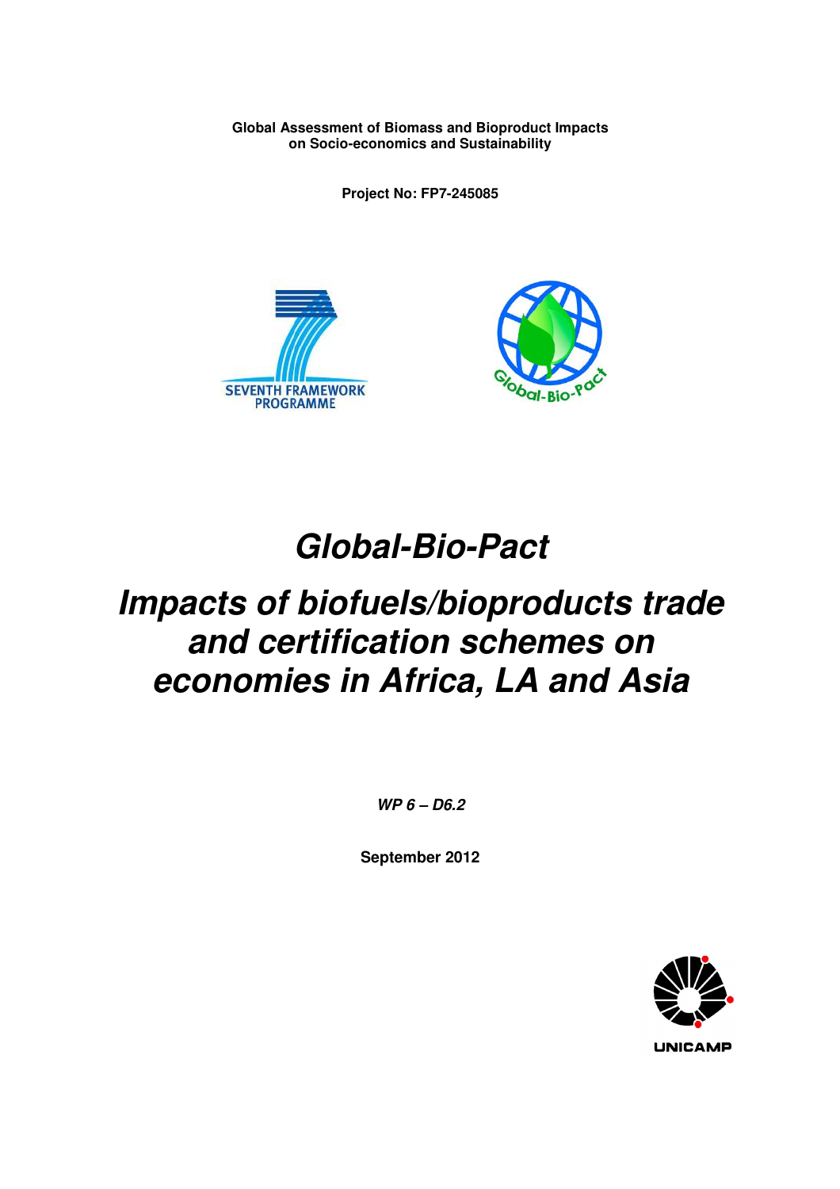**Global Assessment of Biomass and Bioproduct Impacts on Socio-economics and Sustainability**

**Project No: FP7-245085**

# *Global-Bio-Pact*

# *Impacts of biofuels/bioproducts trade and certification schemes on economies in Africa, LA and Asia*

***WP 6 – D6.2***

**September 2012**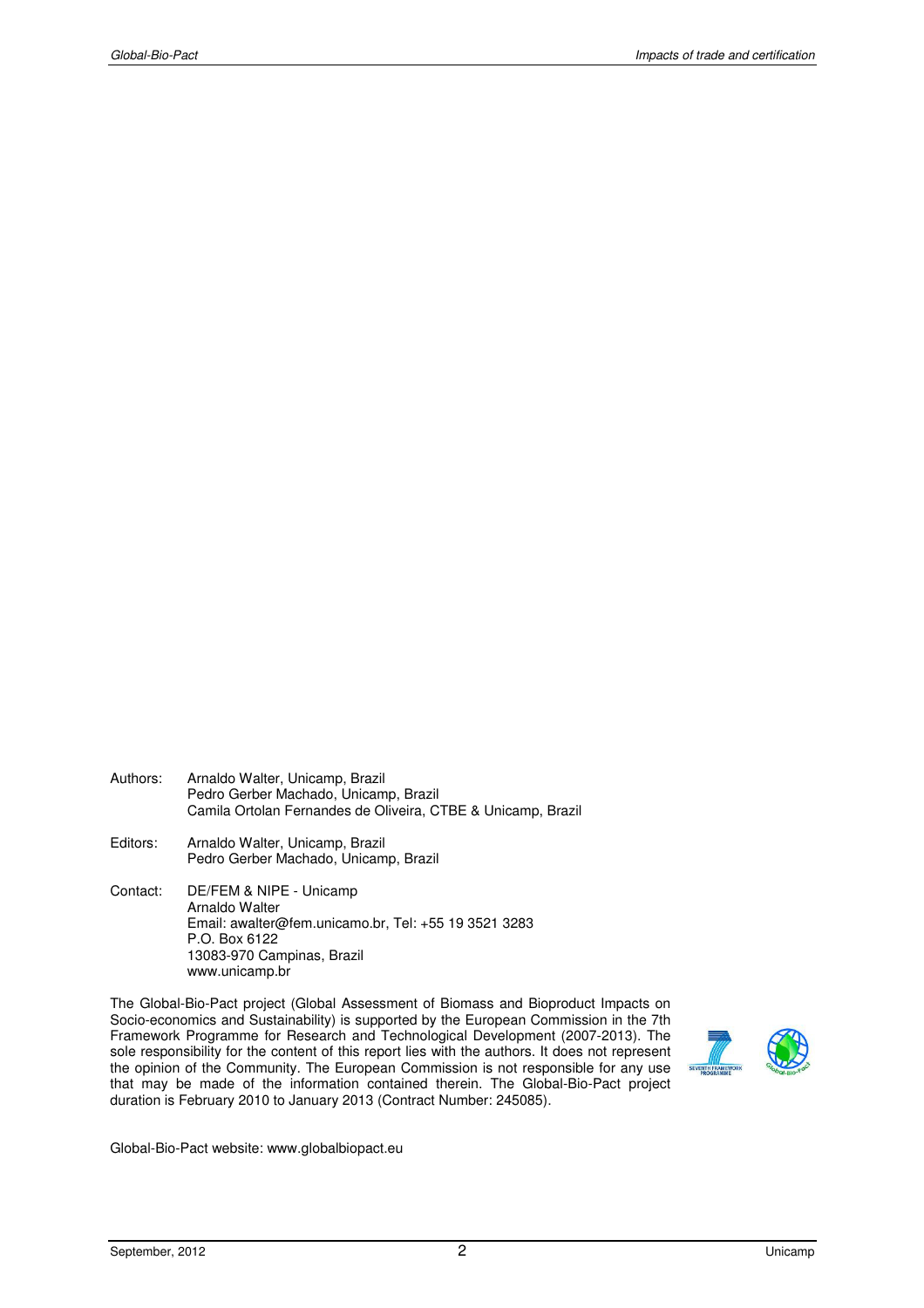Authors: Arnaldo Walter, Unicamp, Brazil
Pedro Gerber Machado, Unicamp, Brazil
Camila Ortolan Fernandes de Oliveira, CTBE & Unicamp, Brazil

Editors: Arnaldo Walter, Unicamp, Brazil
Pedro Gerber Machado, Unicamp, Brazil

Contact: DE/FEM & NIPE - Unicamp
Arnaldo Walter
Email: awalter@fem.unicamo.br, Tel: +55 19 3521 3283
P.O. Box 6122
13083-970 Campinas, Brazil
www.unicamp.br

The Global-Bio-Pact project (Global Assessment of Biomass and Bioproduct Impacts on Socio-economics and Sustainability) is supported by the European Commission in the 7th Framework Programme for Research and Technological Development (2007-2013). The sole responsibility for the content of this report lies with the authors. It does not represent the opinion of the Community. The European Commission is not responsible for any use that may be made of the information contained therein. The Global-Bio-Pact project duration is February 2010 to January 2013 (Contract Number: 245085).

Global-Bio-Pact website: www.globalbiopact.eu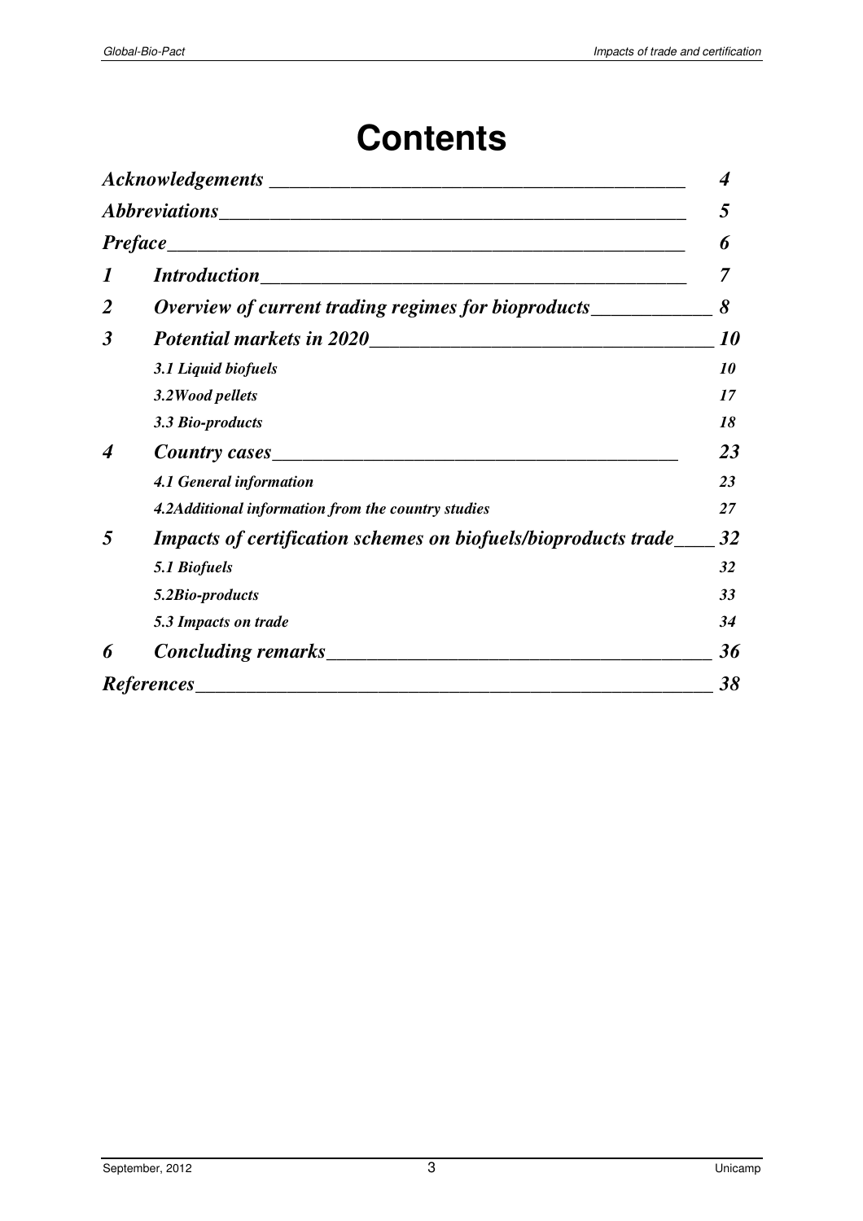# Contents

| | | |
|---|---|---|
| *Acknowledgements* | | *4* |
| *Abbreviations* | | *5* |
| *Preface* | | *6* |
| *1* | *Introduction* | *7* |
| *2* | *Overview of current trading regimes for bioproducts* | *8* |
| *3* | *Potential markets in 2020* | *10* |
| | *3.1 Liquid biofuels* | *10* |
| | *3.2Wood pellets* | *17* |
| | *3.3 Bio-products* | *18* |
| *4* | *Country cases* | *23* |
| | *4.1 General information* | *23* |
| | *4.2Additional information from the country studies* | *27* |
| *5* | *Impacts of certification schemes on biofuels/bioproducts trade* | *32* |
| | *5.1 Biofuels* | *32* |
| | *5.2Bio-products* | *33* |
| | *5.3 Impacts on trade* | *34* |
| *6* | *Concluding remarks* | *36* |
| *References* | | *38* |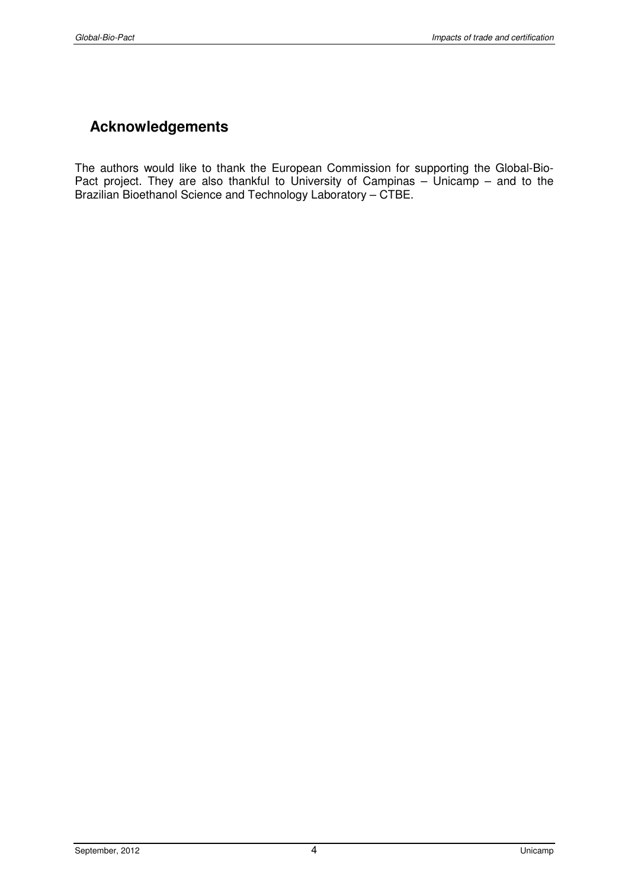## Acknowledgements

The authors would like to thank the European Commission for supporting the Global-Bio-Pact project. They are also thankful to University of Campinas – Unicamp – and to the Brazilian Bioethanol Science and Technology Laboratory – CTBE.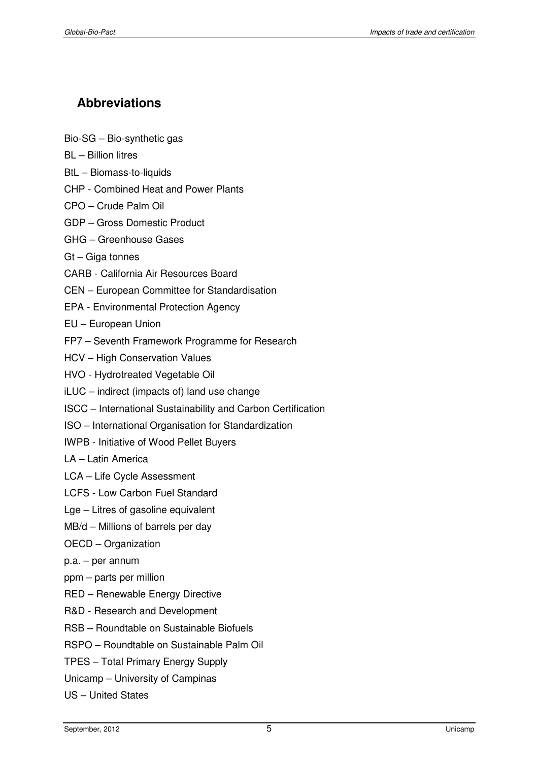## Abbreviations

Bio-SG – Bio-synthetic gas

BL – Billion litres

BtL – Biomass-to-liquids

CHP - Combined Heat and Power Plants

CPO – Crude Palm Oil

GDP – Gross Domestic Product

GHG – Greenhouse Gases

Gt – Giga tonnes

CARB - California Air Resources Board

CEN – European Committee for Standardisation

EPA - Environmental Protection Agency

EU – European Union

FP7 – Seventh Framework Programme for Research

HCV – High Conservation Values

HVO - Hydrotreated Vegetable Oil

iLUC – indirect (impacts of) land use change

ISCC – International Sustainability and Carbon Certification

ISO – International Organisation for Standardization

IWPB - Initiative of Wood Pellet Buyers

LA – Latin America

LCA – Life Cycle Assessment

LCFS - Low Carbon Fuel Standard

Lge – Litres of gasoline equivalent

MB/d – Millions of barrels per day

OECD – Organization

p.a. – per annum

ppm – parts per million

RED – Renewable Energy Directive

R&D - Research and Development

RSB – Roundtable on Sustainable Biofuels

RSPO – Roundtable on Sustainable Palm Oil

TPES – Total Primary Energy Supply

Unicamp – University of Campinas

US – United States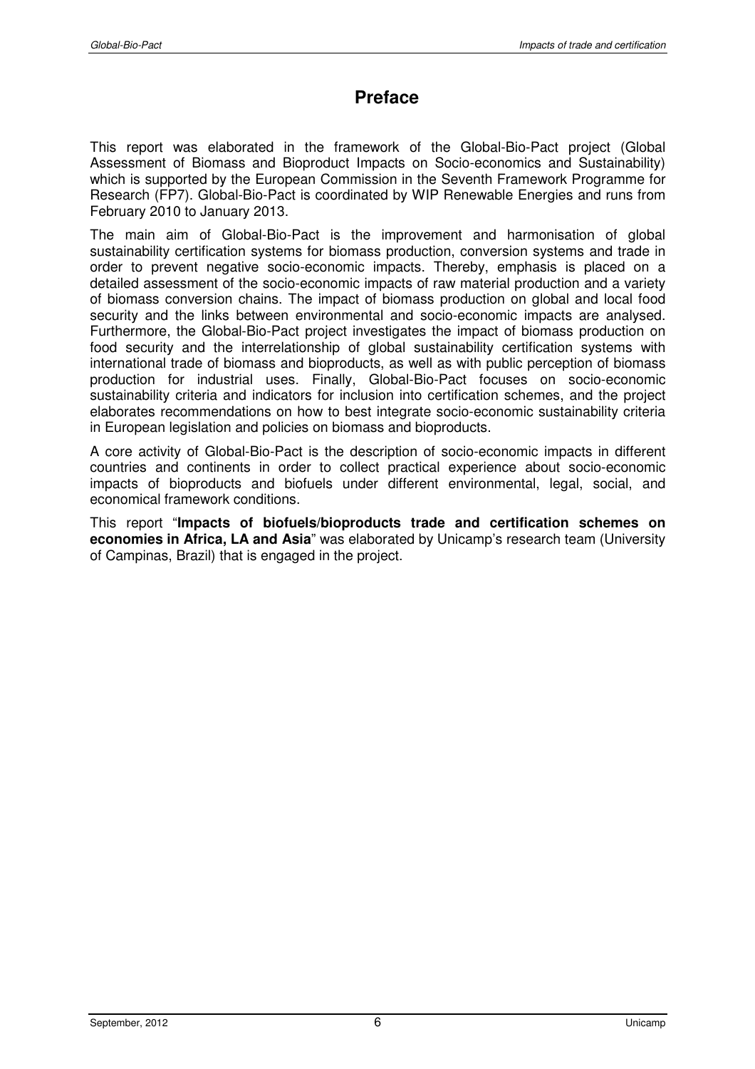# Preface

This report was elaborated in the framework of the Global-Bio-Pact project (Global Assessment of Biomass and Bioproduct Impacts on Socio-economics and Sustainability) which is supported by the European Commission in the Seventh Framework Programme for Research (FP7). Global-Bio-Pact is coordinated by WIP Renewable Energies and runs from February 2010 to January 2013.

The main aim of Global-Bio-Pact is the improvement and harmonisation of global sustainability certification systems for biomass production, conversion systems and trade in order to prevent negative socio-economic impacts. Thereby, emphasis is placed on a detailed assessment of the socio-economic impacts of raw material production and a variety of biomass conversion chains. The impact of biomass production on global and local food security and the links between environmental and socio-economic impacts are analysed. Furthermore, the Global-Bio-Pact project investigates the impact of biomass production on food security and the interrelationship of global sustainability certification systems with international trade of biomass and bioproducts, as well as with public perception of biomass production for industrial uses. Finally, Global-Bio-Pact focuses on socio-economic sustainability criteria and indicators for inclusion into certification schemes, and the project elaborates recommendations on how to best integrate socio-economic sustainability criteria in European legislation and policies on biomass and bioproducts.

A core activity of Global-Bio-Pact is the description of socio-economic impacts in different countries and continents in order to collect practical experience about socio-economic impacts of bioproducts and biofuels under different environmental, legal, social, and economical framework conditions.

This report "**Impacts of biofuels/bioproducts trade and certification schemes on economies in Africa, LA and Asia**" was elaborated by Unicamp's research team (University of Campinas, Brazil) that is engaged in the project.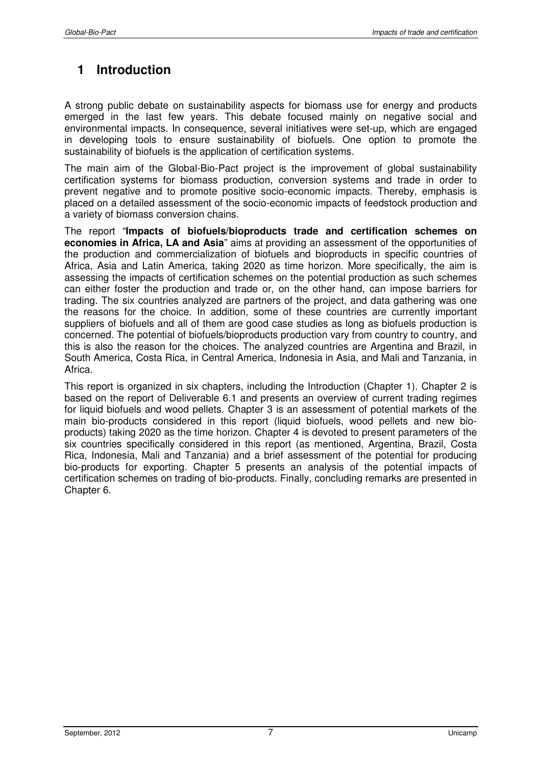# 1 Introduction

A strong public debate on sustainability aspects for biomass use for energy and products emerged in the last few years. This debate focused mainly on negative social and environmental impacts. In consequence, several initiatives were set-up, which are engaged in developing tools to ensure sustainability of biofuels. One option to promote the sustainability of biofuels is the application of certification systems.

The main aim of the Global-Bio-Pact project is the improvement of global sustainability certification systems for biomass production, conversion systems and trade in order to prevent negative and to promote positive socio-economic impacts. Thereby, emphasis is placed on a detailed assessment of the socio-economic impacts of feedstock production and a variety of biomass conversion chains.

The report "**Impacts of biofuels/bioproducts trade and certification schemes on economies in Africa, LA and Asia**" aims at providing an assessment of the opportunities of the production and commercialization of biofuels and bioproducts in specific countries of Africa, Asia and Latin America, taking 2020 as time horizon. More specifically, the aim is assessing the impacts of certification schemes on the potential production as such schemes can either foster the production and trade or, on the other hand, can impose barriers for trading. The six countries analyzed are partners of the project, and data gathering was one the reasons for the choice. In addition, some of these countries are currently important suppliers of biofuels and all of them are good case studies as long as biofuels production is concerned. The potential of biofuels/bioproducts production vary from country to country, and this is also the reason for the choices. The analyzed countries are Argentina and Brazil, in South America, Costa Rica, in Central America, Indonesia in Asia, and Mali and Tanzania, in Africa.

This report is organized in six chapters, including the Introduction (Chapter 1). Chapter 2 is based on the report of Deliverable 6.1 and presents an overview of current trading regimes for liquid biofuels and wood pellets. Chapter 3 is an assessment of potential markets of the main bio-products considered in this report (liquid biofuels, wood pellets and new bio-products) taking 2020 as the time horizon. Chapter 4 is devoted to present parameters of the six countries specifically considered in this report (as mentioned, Argentina, Brazil, Costa Rica, Indonesia, Mali and Tanzania) and a brief assessment of the potential for producing bio-products for exporting. Chapter 5 presents an analysis of the potential impacts of certification schemes on trading of bio-products. Finally, concluding remarks are presented in Chapter 6.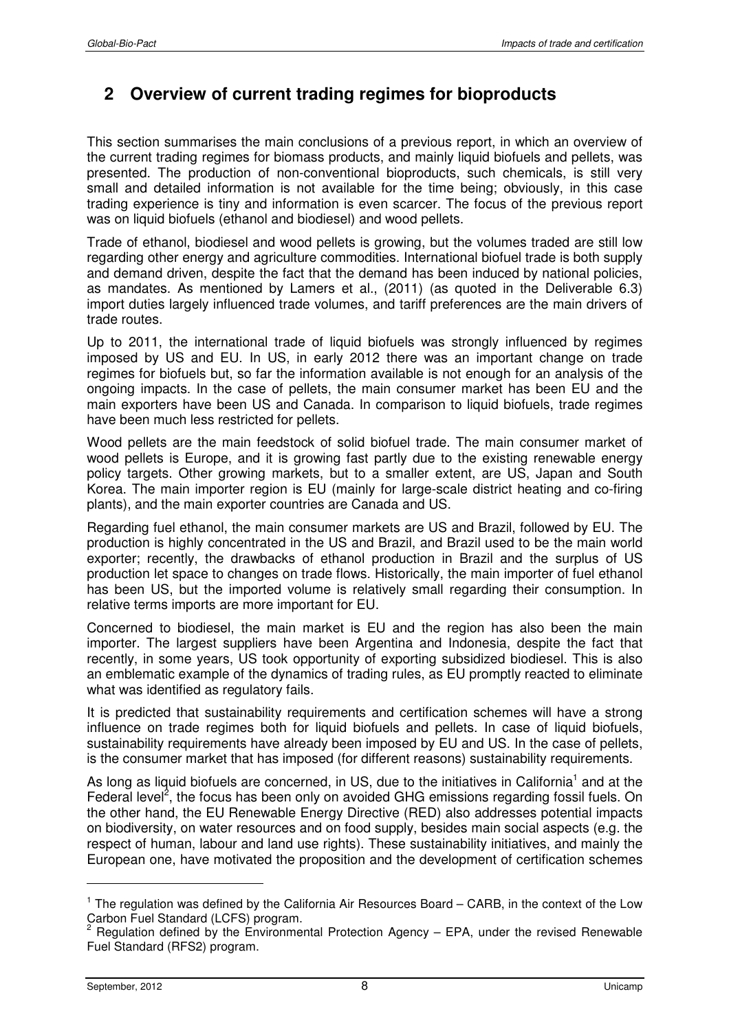## 2 Overview of current trading regimes for bioproducts

This section summarises the main conclusions of a previous report, in which an overview of the current trading regimes for biomass products, and mainly liquid biofuels and pellets, was presented. The production of non-conventional bioproducts, such chemicals, is still very small and detailed information is not available for the time being; obviously, in this case trading experience is tiny and information is even scarcer. The focus of the previous report was on liquid biofuels (ethanol and biodiesel) and wood pellets.

Trade of ethanol, biodiesel and wood pellets is growing, but the volumes traded are still low regarding other energy and agriculture commodities. International biofuel trade is both supply and demand driven, despite the fact that the demand has been induced by national policies, as mandates. As mentioned by Lamers et al., (2011) (as quoted in the Deliverable 6.3) import duties largely influenced trade volumes, and tariff preferences are the main drivers of trade routes.

Up to 2011, the international trade of liquid biofuels was strongly influenced by regimes imposed by US and EU. In US, in early 2012 there was an important change on trade regimes for biofuels but, so far the information available is not enough for an analysis of the ongoing impacts. In the case of pellets, the main consumer market has been EU and the main exporters have been US and Canada. In comparison to liquid biofuels, trade regimes have been much less restricted for pellets.

Wood pellets are the main feedstock of solid biofuel trade. The main consumer market of wood pellets is Europe, and it is growing fast partly due to the existing renewable energy policy targets. Other growing markets, but to a smaller extent, are US, Japan and South Korea. The main importer region is EU (mainly for large-scale district heating and co-firing plants), and the main exporter countries are Canada and US.

Regarding fuel ethanol, the main consumer markets are US and Brazil, followed by EU. The production is highly concentrated in the US and Brazil, and Brazil used to be the main world exporter; recently, the drawbacks of ethanol production in Brazil and the surplus of US production let space to changes on trade flows. Historically, the main importer of fuel ethanol has been US, but the imported volume is relatively small regarding their consumption. In relative terms imports are more important for EU.

Concerned to biodiesel, the main market is EU and the region has also been the main importer. The largest suppliers have been Argentina and Indonesia, despite the fact that recently, in some years, US took opportunity of exporting subsidized biodiesel. This is also an emblematic example of the dynamics of trading rules, as EU promptly reacted to eliminate what was identified as regulatory fails.

It is predicted that sustainability requirements and certification schemes will have a strong influence on trade regimes both for liquid biofuels and pellets. In case of liquid biofuels, sustainability requirements have already been imposed by EU and US. In the case of pellets, is the consumer market that has imposed (for different reasons) sustainability requirements.

As long as liquid biofuels are concerned, in US, due to the initiatives in California[1] and at the Federal level[2], the focus has been only on avoided GHG emissions regarding fossil fuels. On the other hand, the EU Renewable Energy Directive (RED) also addresses potential impacts on biodiversity, on water resources and on food supply, besides main social aspects (e.g. the respect of human, labour and land use rights). These sustainability initiatives, and mainly the European one, have motivated the proposition and the development of certification schemes

---

[1] The regulation was defined by the California Air Resources Board – CARB, in the context of the Low Carbon Fuel Standard (LCFS) program.

[2] Regulation defined by the Environmental Protection Agency – EPA, under the revised Renewable Fuel Standard (RFS2) program.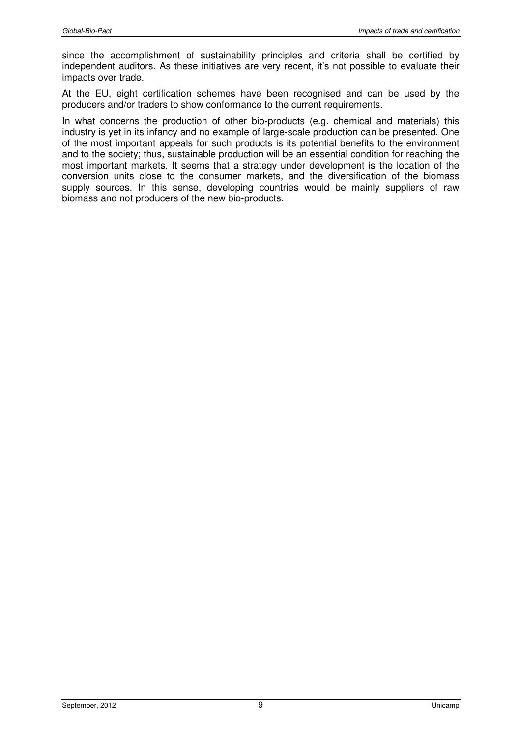since the accomplishment of sustainability principles and criteria shall be certified by independent auditors. As these initiatives are very recent, it's not possible to evaluate their impacts over trade.

At the EU, eight certification schemes have been recognised and can be used by the producers and/or traders to show conformance to the current requirements.

In what concerns the production of other bio-products (e.g. chemical and materials) this industry is yet in its infancy and no example of large-scale production can be presented. One of the most important appeals for such products is its potential benefits to the environment and to the society; thus, sustainable production will be an essential condition for reaching the most important markets. It seems that a strategy under development is the location of the conversion units close to the consumer markets, and the diversification of the biomass supply sources. In this sense, developing countries would be mainly suppliers of raw biomass and not producers of the new bio-products.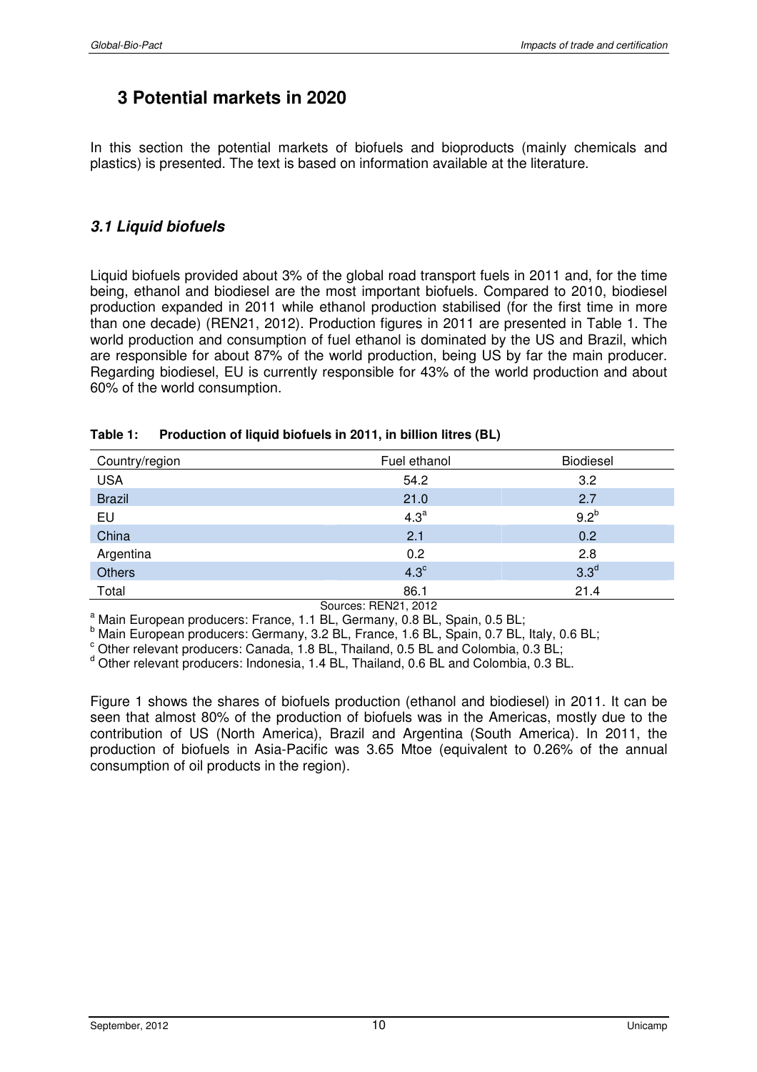# 3 Potential markets in 2020

In this section the potential markets of biofuels and bioproducts (mainly chemicals and plastics) is presented. The text is based on information available at the literature.

## *3.1 Liquid biofuels*

Liquid biofuels provided about 3% of the global road transport fuels in 2011 and, for the time being, ethanol and biodiesel are the most important biofuels. Compared to 2010, biodiesel production expanded in 2011 while ethanol production stabilised (for the first time in more than one decade) (REN21, 2012). Production figures in 2011 are presented in Table 1. The world production and consumption of fuel ethanol is dominated by the US and Brazil, which are responsible for about 87% of the world production, being US by far the main producer. Regarding biodiesel, EU is currently responsible for 43% of the world production and about 60% of the world consumption.

**Table 1: Production of liquid biofuels in 2011, in billion litres (BL)**

| Country/region | Fuel ethanol | Biodiesel |
|---|---|---|
| USA | 54.2 | 3.2 |
| Brazil | 21.0 | 2.7 |
| EU | 4.3[a] | 9.2[b] |
| China | 2.1 | 0.2 |
| Argentina | 0.2 | 2.8 |
| Others | 4.3[c] | 3.3[d] |
| Total | 86.1 | 21.4 |

Sources: REN21, 2012

[a] Main European producers: France, 1.1 BL, Germany, 0.8 BL, Spain, 0.5 BL;
[b] Main European producers: Germany, 3.2 BL, France, 1.6 BL, Spain, 0.7 BL, Italy, 0.6 BL;
[c] Other relevant producers: Canada, 1.8 BL, Thailand, 0.5 BL and Colombia, 0.3 BL;
[d] Other relevant producers: Indonesia, 1.4 BL, Thailand, 0.6 BL and Colombia, 0.3 BL.

Figure 1 shows the shares of biofuels production (ethanol and biodiesel) in 2011. It can be seen that almost 80% of the production of biofuels was in the Americas, mostly due to the contribution of US (North America), Brazil and Argentina (South America). In 2011, the production of biofuels in Asia-Pacific was 3.65 Mtoe (equivalent to 0.26% of the annual consumption of oil products in the region).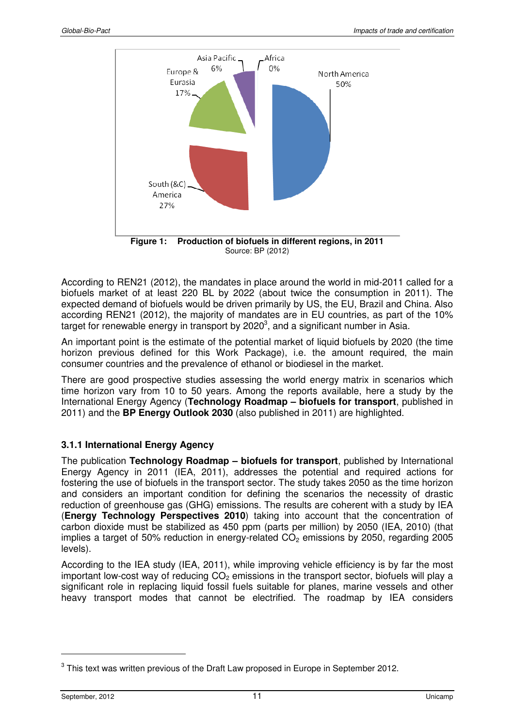**Figure 1: Production of biofuels in different regions, in 2011**
Source: BP (2012)

According to REN21 (2012), the mandates in place around the world in mid-2011 called for a biofuels market of at least 220 BL by 2022 (about twice the consumption in 2011). The expected demand of biofuels would be driven primarily by US, the EU, Brazil and China. Also according REN21 (2012), the majority of mandates are in EU countries, as part of the 10% target for renewable energy in transport by 2020[3], and a significant number in Asia.

An important point is the estimate of the potential market of liquid biofuels by 2020 (the time horizon previous defined for this Work Package), i.e. the amount required, the main consumer countries and the prevalence of ethanol or biodiesel in the market.

There are good prospective studies assessing the world energy matrix in scenarios which time horizon vary from 10 to 50 years. Among the reports available, here a study by the International Energy Agency (**Technology Roadmap – biofuels for transport**, published in 2011) and the **BP Energy Outlook 2030** (also published in 2011) are highlighted.

### 3.1.1 International Energy Agency

The publication **Technology Roadmap – biofuels for transport**, published by International Energy Agency in 2011 (IEA, 2011), addresses the potential and required actions for fostering the use of biofuels in the transport sector. The study takes 2050 as the time horizon and considers an important condition for defining the scenarios the necessity of drastic reduction of greenhouse gas (GHG) emissions. The results are coherent with a study by IEA (**Energy Technology Perspectives 2010**) taking into account that the concentration of carbon dioxide must be stabilized as 450 ppm (parts per million) by 2050 (IEA, 2010) (that implies a target of 50% reduction in energy-related $CO_2$ emissions by 2050, regarding 2005 levels).

According to the IEA study (IEA, 2011), while improving vehicle efficiency is by far the most important low-cost way of reducing $CO_2$ emissions in the transport sector, biofuels will play a significant role in replacing liquid fossil fuels suitable for planes, marine vessels and other heavy transport modes that cannot be electrified. The roadmap by IEA considers

[3] This text was written previous of the Draft Law proposed in Europe in September 2012.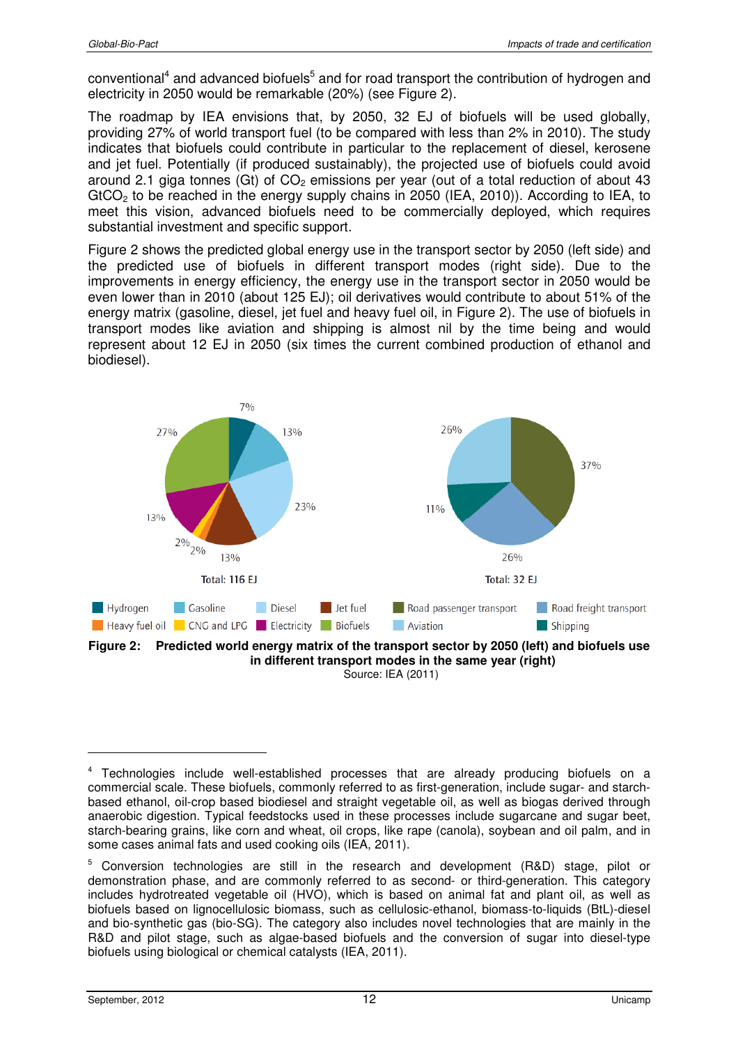conventional[4] and advanced biofuels[5] and for road transport the contribution of hydrogen and electricity in 2050 would be remarkable (20%) (see Figure 2).

The roadmap by IEA envisions that, by 2050, 32 EJ of biofuels will be used globally, providing 27% of world transport fuel (to be compared with less than 2% in 2010). The study indicates that biofuels could contribute in particular to the replacement of diesel, kerosene and jet fuel. Potentially (if produced sustainably), the projected use of biofuels could avoid around 2.1 giga tonnes (Gt) of $CO_2$ emissions per year (out of a total reduction of about 43 $GtCO_2$ to be reached in the energy supply chains in 2050 (IEA, 2010)). According to IEA, to meet this vision, advanced biofuels need to be commercially deployed, which requires substantial investment and specific support.

Figure 2 shows the predicted global energy use in the transport sector by 2050 (left side) and the predicted use of biofuels in different transport modes (right side). Due to the improvements in energy efficiency, the energy use in the transport sector in 2050 would be even lower than in 2010 (about 125 EJ); oil derivatives would contribute to about 51% of the energy matrix (gasoline, diesel, jet fuel and heavy fuel oil, in Figure 2). The use of biofuels in transport modes like aviation and shipping is almost nil by the time being and would represent about 12 EJ in 2050 (six times the current combined production of ethanol and biodiesel).

**Figure 2: Predicted world energy matrix of the transport sector by 2050 (left) and biofuels use in different transport modes in the same year (right)**

Source: IEA (2011)

---

[4] Technologies include well-established processes that are already producing biofuels on a commercial scale. These biofuels, commonly referred to as first-generation, include sugar- and starch-based ethanol, oil-crop based biodiesel and straight vegetable oil, as well as biogas derived through anaerobic digestion. Typical feedstocks used in these processes include sugarcane and sugar beet, starch-bearing grains, like corn and wheat, oil crops, like rape (canola), soybean and oil palm, and in some cases animal fats and used cooking oils (IEA, 2011).

[5] Conversion technologies are still in the research and development (R&D) stage, pilot or demonstration phase, and are commonly referred to as second- or third-generation. This category includes hydrotreated vegetable oil (HVO), which is based on animal fat and plant oil, as well as biofuels based on lignocellulosic biomass, such as cellulosic-ethanol, biomass-to-liquids (BtL)-diesel and bio-synthetic gas (bio-SG). The category also includes novel technologies that are mainly in the R&D and pilot stage, such as algae-based biofuels and the conversion of sugar into diesel-type biofuels using biological or chemical catalysts (IEA, 2011).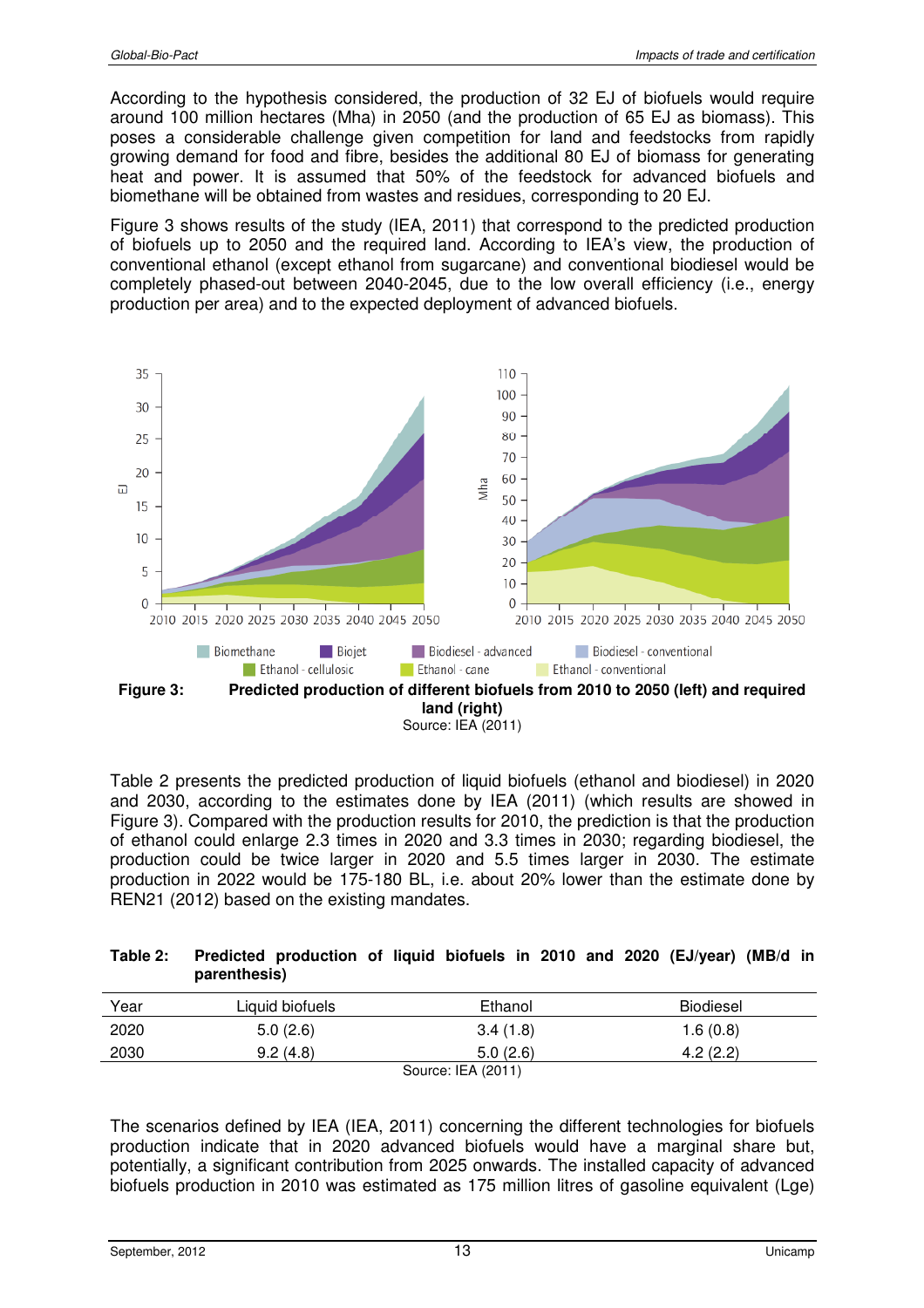According to the hypothesis considered, the production of 32 EJ of biofuels would require around 100 million hectares (Mha) in 2050 (and the production of 65 EJ as biomass). This poses a considerable challenge given competition for land and feedstocks from rapidly growing demand for food and fibre, besides the additional 80 EJ of biomass for generating heat and power. It is assumed that 50% of the feedstock for advanced biofuels and biomethane will be obtained from wastes and residues, corresponding to 20 EJ.

Figure 3 shows results of the study (IEA, 2011) that correspond to the predicted production of biofuels up to 2050 and the required land. According to IEA's view, the production of conventional ethanol (except ethanol from sugarcane) and conventional biodiesel would be completely phased-out between 2040-2045, due to the low overall efficiency (i.e., energy production per area) and to the expected deployment of advanced biofuels.

**Figure 3: Predicted production of different biofuels from 2010 to 2050 (left) and required land (right)**

Source: IEA (2011)

Table 2 presents the predicted production of liquid biofuels (ethanol and biodiesel) in 2020 and 2030, according to the estimates done by IEA (2011) (which results are showed in Figure 3). Compared with the production results for 2010, the prediction is that the production of ethanol could enlarge 2.3 times in 2020 and 3.3 times in 2030; regarding biodiesel, the production could be twice larger in 2020 and 5.5 times larger in 2030. The estimate production in 2022 would be 175-180 BL, i.e. about 20% lower than the estimate done by REN21 (2012) based on the existing mandates.

**Table 2: Predicted production of liquid biofuels in 2010 and 2020 (EJ/year) (MB/d in parenthesis)**

| Year | Liquid biofuels | Ethanol | Biodiesel |
|---|---|---|---|
| 2020 | 5.0 (2.6) | 3.4 (1.8) | 1.6 (0.8) |
| 2030 | 9.2 (4.8) | 5.0 (2.6) | 4.2 (2.2) |

Source: IEA (2011)

The scenarios defined by IEA (IEA, 2011) concerning the different technologies for biofuels production indicate that in 2020 advanced biofuels would have a marginal share but, potentially, a significant contribution from 2025 onwards. The installed capacity of advanced biofuels production in 2010 was estimated as 175 million litres of gasoline equivalent (Lge)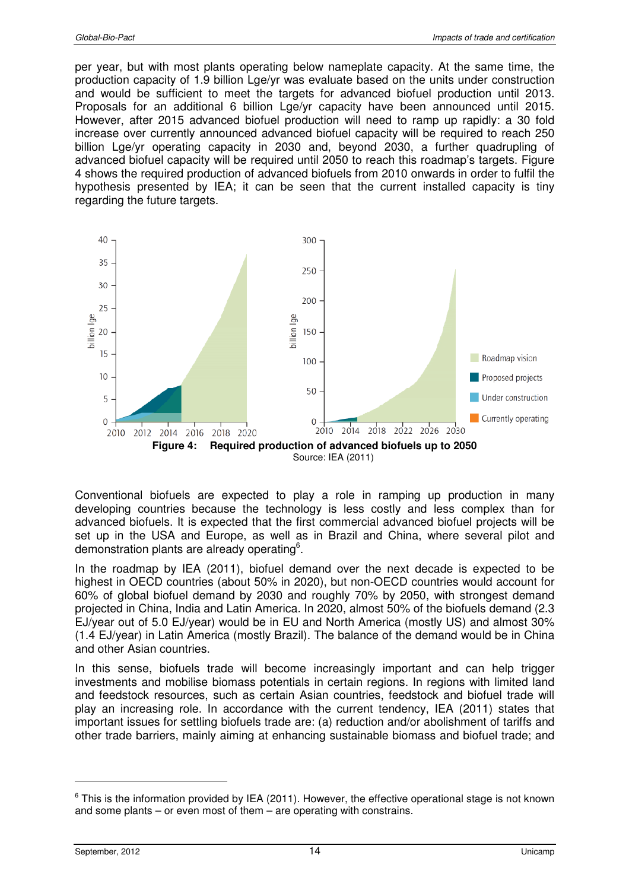per year, but with most plants operating below nameplate capacity. At the same time, the production capacity of 1.9 billion Lge/yr was evaluate based on the units under construction and would be sufficient to meet the targets for advanced biofuel production until 2013. Proposals for an additional 6 billion Lge/yr capacity have been announced until 2015. However, after 2015 advanced biofuel production will need to ramp up rapidly: a 30 fold increase over currently announced advanced biofuel capacity will be required to reach 250 billion Lge/yr operating capacity in 2030 and, beyond 2030, a further quadrupling of advanced biofuel capacity will be required until 2050 to reach this roadmap's targets. Figure 4 shows the required production of advanced biofuels from 2010 onwards in order to fulfil the hypothesis presented by IEA; it can be seen that the current installed capacity is tiny regarding the future targets.

**Figure 4: Required production of advanced biofuels up to 2050**

Source: IEA (2011)

Conventional biofuels are expected to play a role in ramping up production in many developing countries because the technology is less costly and less complex than for advanced biofuels. It is expected that the first commercial advanced biofuel projects will be set up in the USA and Europe, as well as in Brazil and China, where several pilot and demonstration plants are already operating[6].

In the roadmap by IEA (2011), biofuel demand over the next decade is expected to be highest in OECD countries (about 50% in 2020), but non-OECD countries would account for 60% of global biofuel demand by 2030 and roughly 70% by 2050, with strongest demand projected in China, India and Latin America. In 2020, almost 50% of the biofuels demand (2.3 EJ/year out of 5.0 EJ/year) would be in EU and North America (mostly US) and almost 30% (1.4 EJ/year) in Latin America (mostly Brazil). The balance of the demand would be in China and other Asian countries.

In this sense, biofuels trade will become increasingly important and can help trigger investments and mobilise biomass potentials in certain regions. In regions with limited land and feedstock resources, such as certain Asian countries, feedstock and biofuel trade will play an increasing role. In accordance with the current tendency, IEA (2011) states that important issues for settling biofuels trade are: (a) reduction and/or abolishment of tariffs and other trade barriers, mainly aiming at enhancing sustainable biomass and biofuel trade; and

[6] This is the information provided by IEA (2011). However, the effective operational stage is not known and some plants – or even most of them – are operating with constrains.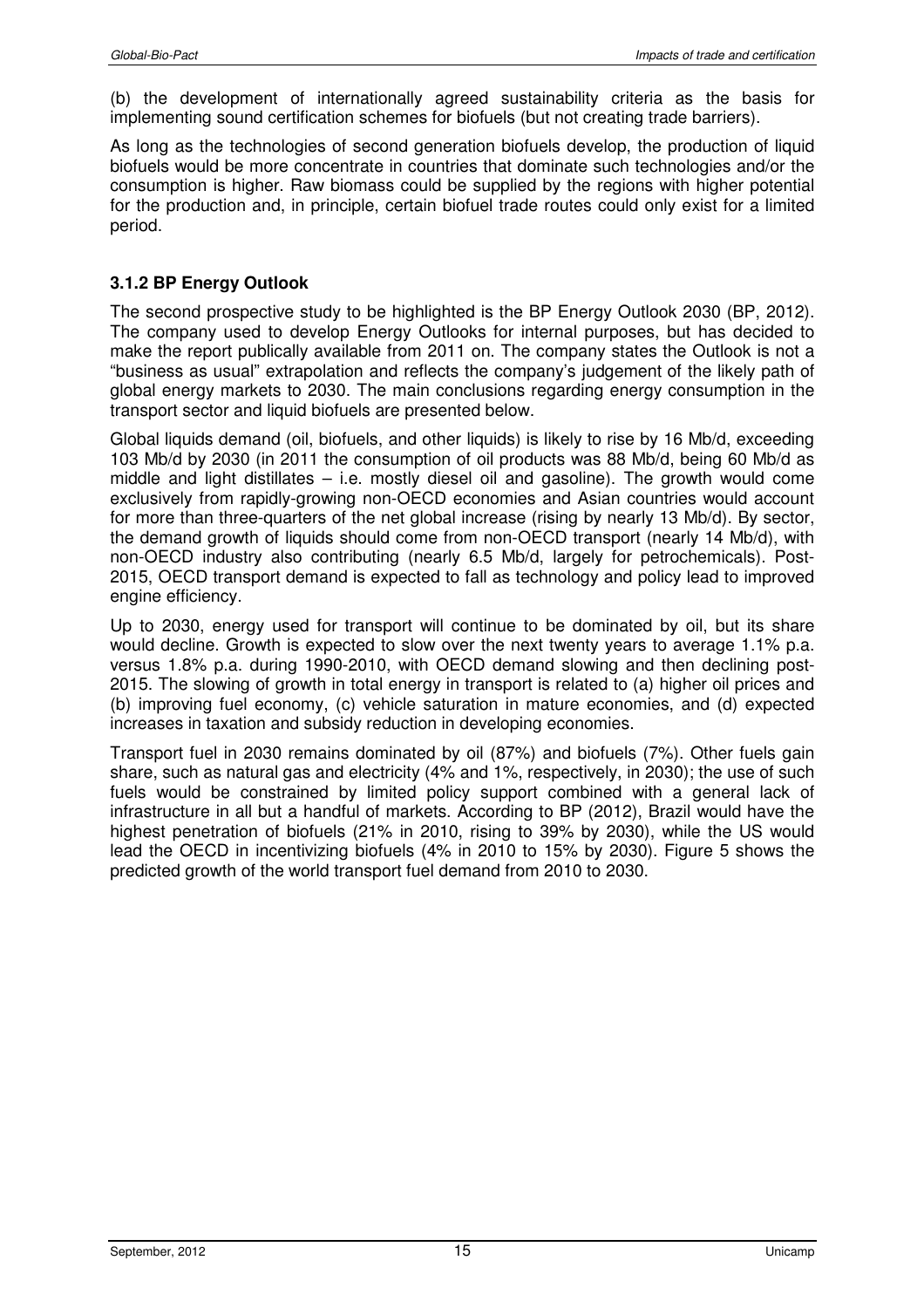(b) the development of internationally agreed sustainability criteria as the basis for implementing sound certification schemes for biofuels (but not creating trade barriers).

As long as the technologies of second generation biofuels develop, the production of liquid biofuels would be more concentrate in countries that dominate such technologies and/or the consumption is higher. Raw biomass could be supplied by the regions with higher potential for the production and, in principle, certain biofuel trade routes could only exist for a limited period.

### 3.1.2 BP Energy Outlook

The second prospective study to be highlighted is the BP Energy Outlook 2030 (BP, 2012). The company used to develop Energy Outlooks for internal purposes, but has decided to make the report publically available from 2011 on. The company states the Outlook is not a "business as usual" extrapolation and reflects the company's judgement of the likely path of global energy markets to 2030. The main conclusions regarding energy consumption in the transport sector and liquid biofuels are presented below.

Global liquids demand (oil, biofuels, and other liquids) is likely to rise by 16 Mb/d, exceeding 103 Mb/d by 2030 (in 2011 the consumption of oil products was 88 Mb/d, being 60 Mb/d as middle and light distillates – i.e. mostly diesel oil and gasoline). The growth would come exclusively from rapidly-growing non-OECD economies and Asian countries would account for more than three-quarters of the net global increase (rising by nearly 13 Mb/d). By sector, the demand growth of liquids should come from non-OECD transport (nearly 14 Mb/d), with non-OECD industry also contributing (nearly 6.5 Mb/d, largely for petrochemicals). Post-2015, OECD transport demand is expected to fall as technology and policy lead to improved engine efficiency.

Up to 2030, energy used for transport will continue to be dominated by oil, but its share would decline. Growth is expected to slow over the next twenty years to average 1.1% p.a. versus 1.8% p.a. during 1990-2010, with OECD demand slowing and then declining post-2015. The slowing of growth in total energy in transport is related to (a) higher oil prices and (b) improving fuel economy, (c) vehicle saturation in mature economies, and (d) expected increases in taxation and subsidy reduction in developing economies.

Transport fuel in 2030 remains dominated by oil (87%) and biofuels (7%). Other fuels gain share, such as natural gas and electricity (4% and 1%, respectively, in 2030); the use of such fuels would be constrained by limited policy support combined with a general lack of infrastructure in all but a handful of markets. According to BP (2012), Brazil would have the highest penetration of biofuels (21% in 2010, rising to 39% by 2030), while the US would lead the OECD in incentivizing biofuels (4% in 2010 to 15% by 2030). Figure 5 shows the predicted growth of the world transport fuel demand from 2010 to 2030.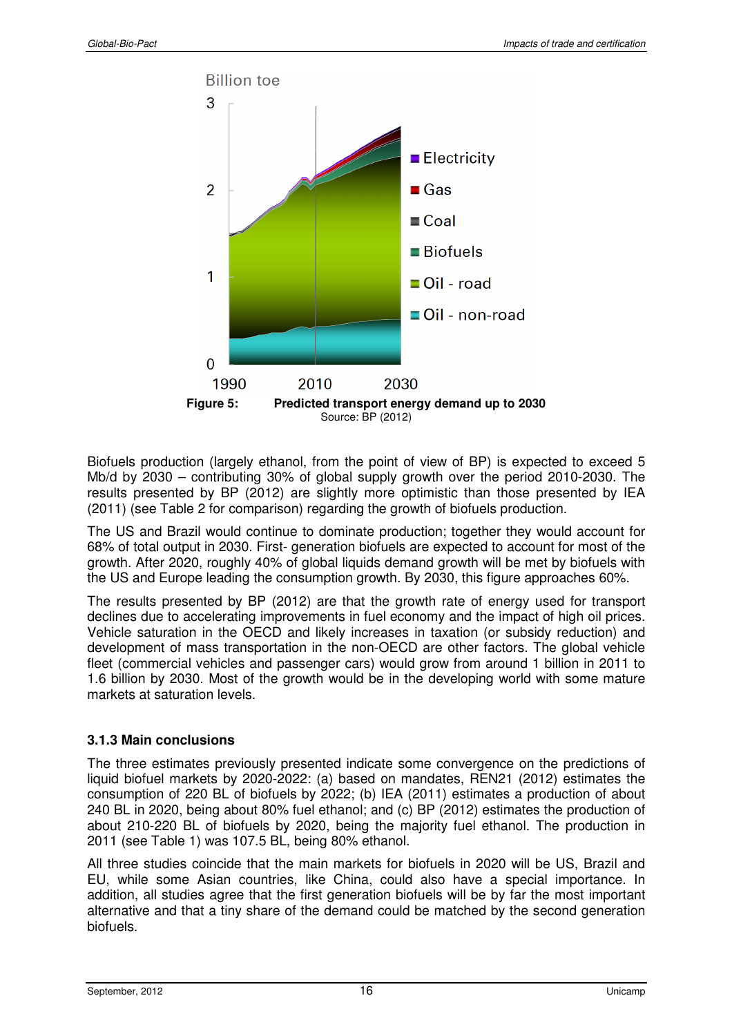**Figure 5: Predicted transport energy demand up to 2030**
Source: BP (2012)

Biofuels production (largely ethanol, from the point of view of BP) is expected to exceed 5 Mb/d by 2030 – contributing 30% of global supply growth over the period 2010-2030. The results presented by BP (2012) are slightly more optimistic than those presented by IEA (2011) (see Table 2 for comparison) regarding the growth of biofuels production.

The US and Brazil would continue to dominate production; together they would account for 68% of total output in 2030. First- generation biofuels are expected to account for most of the growth. After 2020, roughly 40% of global liquids demand growth will be met by biofuels with the US and Europe leading the consumption growth. By 2030, this figure approaches 60%.

The results presented by BP (2012) are that the growth rate of energy used for transport declines due to accelerating improvements in fuel economy and the impact of high oil prices. Vehicle saturation in the OECD and likely increases in taxation (or subsidy reduction) and development of mass transportation in the non-OECD are other factors. The global vehicle fleet (commercial vehicles and passenger cars) would grow from around 1 billion in 2011 to 1.6 billion by 2030. Most of the growth would be in the developing world with some mature markets at saturation levels.

### 3.1.3 Main conclusions

The three estimates previously presented indicate some convergence on the predictions of liquid biofuel markets by 2020-2022: (a) based on mandates, REN21 (2012) estimates the consumption of 220 BL of biofuels by 2022; (b) IEA (2011) estimates a production of about 240 BL in 2020, being about 80% fuel ethanol; and (c) BP (2012) estimates the production of about 210-220 BL of biofuels by 2020, being the majority fuel ethanol. The production in 2011 (see Table 1) was 107.5 BL, being 80% ethanol.

All three studies coincide that the main markets for biofuels in 2020 will be US, Brazil and EU, while some Asian countries, like China, could also have a special importance. In addition, all studies agree that the first generation biofuels will be by far the most important alternative and that a tiny share of the demand could be matched by the second generation biofuels.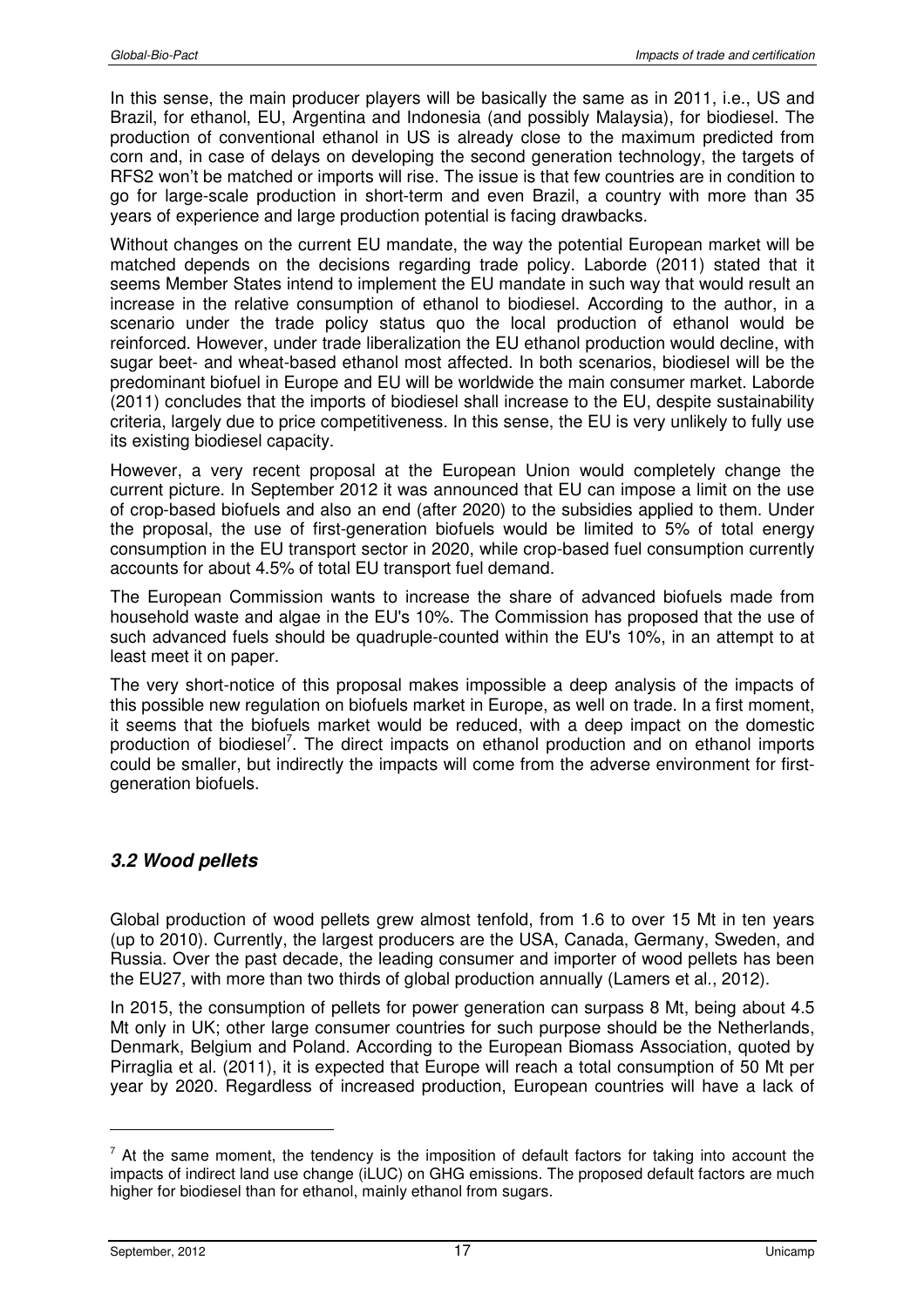In this sense, the main producer players will be basically the same as in 2011, i.e., US and Brazil, for ethanol, EU, Argentina and Indonesia (and possibly Malaysia), for biodiesel. The production of conventional ethanol in US is already close to the maximum predicted from corn and, in case of delays on developing the second generation technology, the targets of RFS2 won't be matched or imports will rise. The issue is that few countries are in condition to go for large-scale production in short-term and even Brazil, a country with more than 35 years of experience and large production potential is facing drawbacks.

Without changes on the current EU mandate, the way the potential European market will be matched depends on the decisions regarding trade policy. Laborde (2011) stated that it seems Member States intend to implement the EU mandate in such way that would result an increase in the relative consumption of ethanol to biodiesel. According to the author, in a scenario under the trade policy status quo the local production of ethanol would be reinforced. However, under trade liberalization the EU ethanol production would decline, with sugar beet- and wheat-based ethanol most affected. In both scenarios, biodiesel will be the predominant biofuel in Europe and EU will be worldwide the main consumer market. Laborde (2011) concludes that the imports of biodiesel shall increase to the EU, despite sustainability criteria, largely due to price competitiveness. In this sense, the EU is very unlikely to fully use its existing biodiesel capacity.

However, a very recent proposal at the European Union would completely change the current picture. In September 2012 it was announced that EU can impose a limit on the use of crop-based biofuels and also an end (after 2020) to the subsidies applied to them. Under the proposal, the use of first-generation biofuels would be limited to 5% of total energy consumption in the EU transport sector in 2020, while crop-based fuel consumption currently accounts for about 4.5% of total EU transport fuel demand.

The European Commission wants to increase the share of advanced biofuels made from household waste and algae in the EU's 10%. The Commission has proposed that the use of such advanced fuels should be quadruple-counted within the EU's 10%, in an attempt to at least meet it on paper.

The very short-notice of this proposal makes impossible a deep analysis of the impacts of this possible new regulation on biofuels market in Europe, as well on trade. In a first moment, it seems that the biofuels market would be reduced, with a deep impact on the domestic production of biodiesel[7]. The direct impacts on ethanol production and on ethanol imports could be smaller, but indirectly the impacts will come from the adverse environment for first-generation biofuels.

### *3.2 Wood pellets*

Global production of wood pellets grew almost tenfold, from 1.6 to over 15 Mt in ten years (up to 2010). Currently, the largest producers are the USA, Canada, Germany, Sweden, and Russia. Over the past decade, the leading consumer and importer of wood pellets has been the EU27, with more than two thirds of global production annually (Lamers et al., 2012).

In 2015, the consumption of pellets for power generation can surpass 8 Mt, being about 4.5 Mt only in UK; other large consumer countries for such purpose should be the Netherlands, Denmark, Belgium and Poland. According to the European Biomass Association, quoted by Pirraglia et al. (2011), it is expected that Europe will reach a total consumption of 50 Mt per year by 2020. Regardless of increased production, European countries will have a lack of

[7] At the same moment, the tendency is the imposition of default factors for taking into account the impacts of indirect land use change (iLUC) on GHG emissions. The proposed default factors are much higher for biodiesel than for ethanol, mainly ethanol from sugars.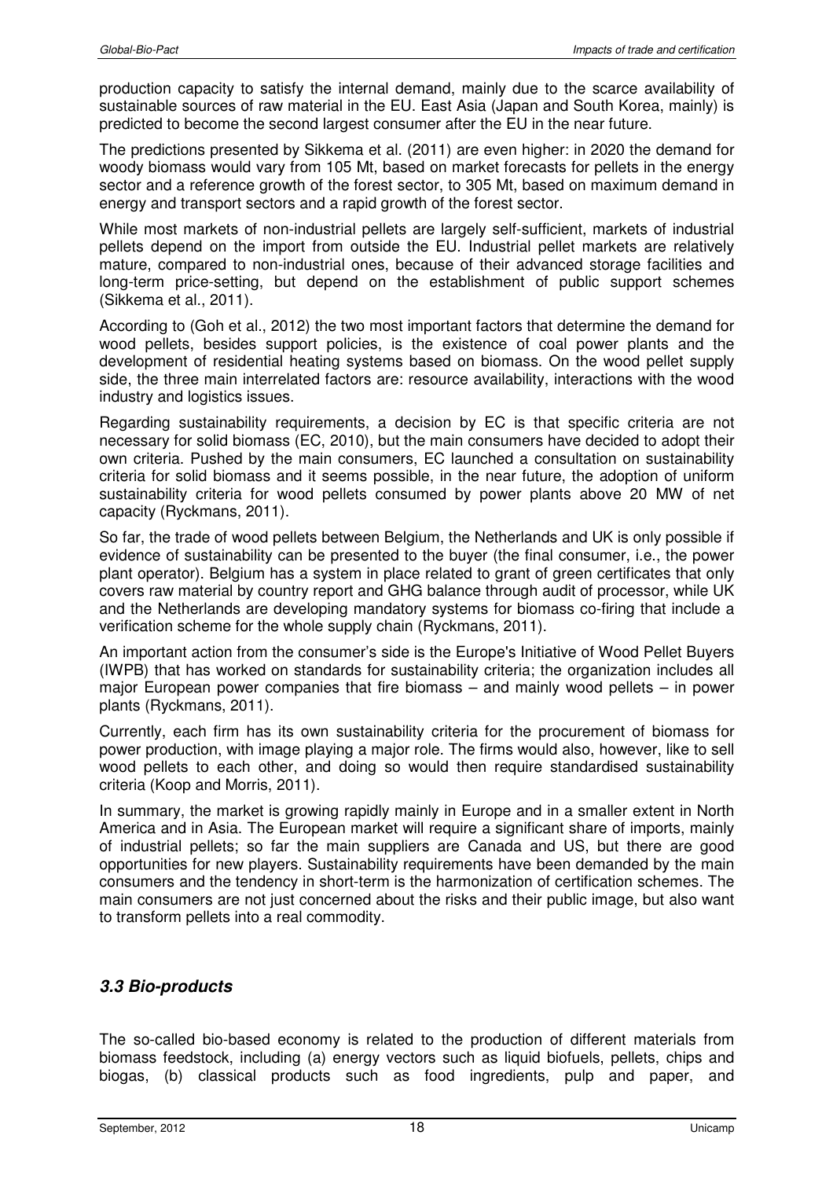production capacity to satisfy the internal demand, mainly due to the scarce availability of sustainable sources of raw material in the EU. East Asia (Japan and South Korea, mainly) is predicted to become the second largest consumer after the EU in the near future.

The predictions presented by Sikkema et al. (2011) are even higher: in 2020 the demand for woody biomass would vary from 105 Mt, based on market forecasts for pellets in the energy sector and a reference growth of the forest sector, to 305 Mt, based on maximum demand in energy and transport sectors and a rapid growth of the forest sector.

While most markets of non-industrial pellets are largely self-sufficient, markets of industrial pellets depend on the import from outside the EU. Industrial pellet markets are relatively mature, compared to non-industrial ones, because of their advanced storage facilities and long-term price-setting, but depend on the establishment of public support schemes (Sikkema et al., 2011).

According to (Goh et al., 2012) the two most important factors that determine the demand for wood pellets, besides support policies, is the existence of coal power plants and the development of residential heating systems based on biomass. On the wood pellet supply side, the three main interrelated factors are: resource availability, interactions with the wood industry and logistics issues.

Regarding sustainability requirements, a decision by EC is that specific criteria are not necessary for solid biomass (EC, 2010), but the main consumers have decided to adopt their own criteria. Pushed by the main consumers, EC launched a consultation on sustainability criteria for solid biomass and it seems possible, in the near future, the adoption of uniform sustainability criteria for wood pellets consumed by power plants above 20 MW of net capacity (Ryckmans, 2011).

So far, the trade of wood pellets between Belgium, the Netherlands and UK is only possible if evidence of sustainability can be presented to the buyer (the final consumer, i.e., the power plant operator). Belgium has a system in place related to grant of green certificates that only covers raw material by country report and GHG balance through audit of processor, while UK and the Netherlands are developing mandatory systems for biomass co-firing that include a verification scheme for the whole supply chain (Ryckmans, 2011).

An important action from the consumer's side is the Europe's Initiative of Wood Pellet Buyers (IWPB) that has worked on standards for sustainability criteria; the organization includes all major European power companies that fire biomass – and mainly wood pellets – in power plants (Ryckmans, 2011).

Currently, each firm has its own sustainability criteria for the procurement of biomass for power production, with image playing a major role. The firms would also, however, like to sell wood pellets to each other, and doing so would then require standardised sustainability criteria (Koop and Morris, 2011).

In summary, the market is growing rapidly mainly in Europe and in a smaller extent in North America and in Asia. The European market will require a significant share of imports, mainly of industrial pellets; so far the main suppliers are Canada and US, but there are good opportunities for new players. Sustainability requirements have been demanded by the main consumers and the tendency in short-term is the harmonization of certification schemes. The main consumers are not just concerned about the risks and their public image, but also want to transform pellets into a real commodity.

### *3.3 Bio-products*

The so-called bio-based economy is related to the production of different materials from biomass feedstock, including (a) energy vectors such as liquid biofuels, pellets, chips and biogas, (b) classical products such as food ingredients, pulp and paper, and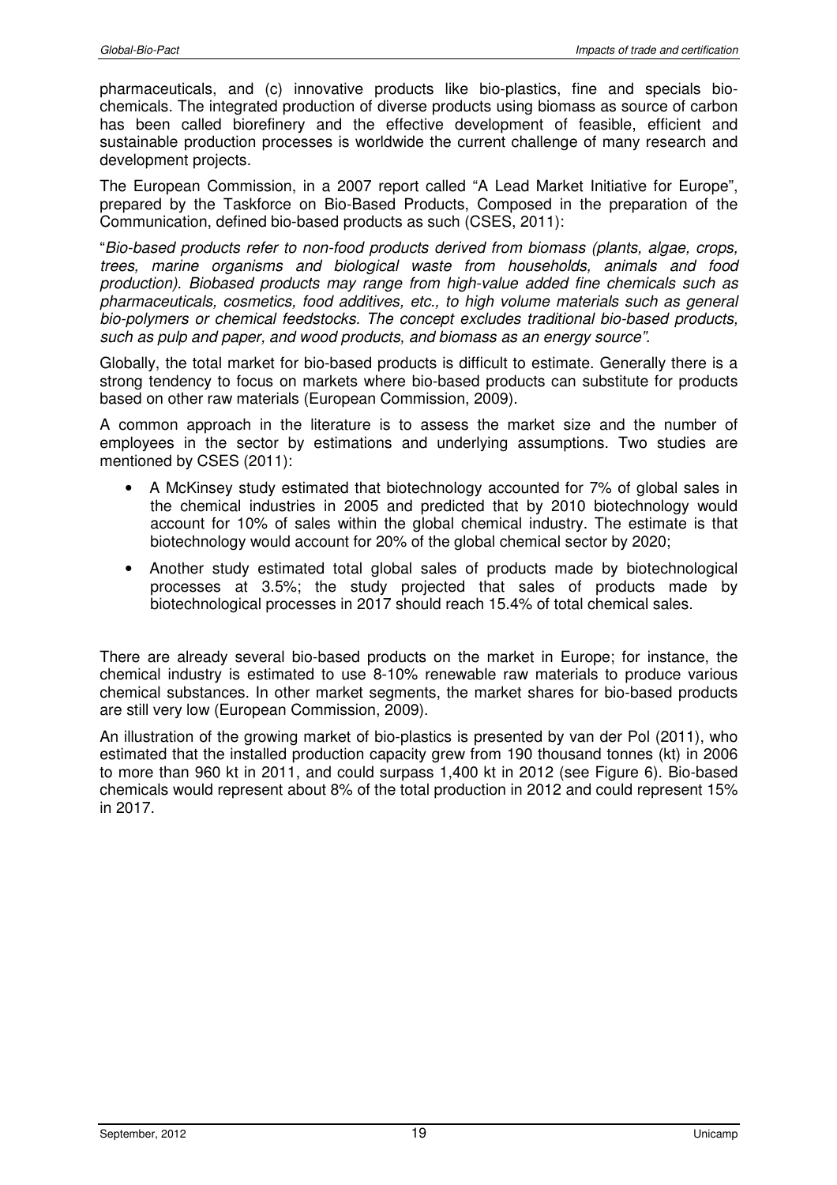pharmaceuticals, and (c) innovative products like bio-plastics, fine and specials bio-chemicals. The integrated production of diverse products using biomass as source of carbon has been called biorefinery and the effective development of feasible, efficient and sustainable production processes is worldwide the current challenge of many research and development projects.

The European Commission, in a 2007 report called "A Lead Market Initiative for Europe", prepared by the Taskforce on Bio-Based Products, Composed in the preparation of the Communication, defined bio-based products as such (CSES, 2011):

"*Bio-based products refer to non-food products derived from biomass (plants, algae, crops, trees, marine organisms and biological waste from households, animals and food production). Biobased products may range from high-value added fine chemicals such as pharmaceuticals, cosmetics, food additives, etc., to high volume materials such as general bio-polymers or chemical feedstocks. The concept excludes traditional bio-based products, such as pulp and paper, and wood products, and biomass as an energy source".*

Globally, the total market for bio-based products is difficult to estimate. Generally there is a strong tendency to focus on markets where bio-based products can substitute for products based on other raw materials (European Commission, 2009).

A common approach in the literature is to assess the market size and the number of employees in the sector by estimations and underlying assumptions. Two studies are mentioned by CSES (2011):

- A McKinsey study estimated that biotechnology accounted for 7% of global sales in the chemical industries in 2005 and predicted that by 2010 biotechnology would account for 10% of sales within the global chemical industry. The estimate is that biotechnology would account for 20% of the global chemical sector by 2020;
- Another study estimated total global sales of products made by biotechnological processes at 3.5%; the study projected that sales of products made by biotechnological processes in 2017 should reach 15.4% of total chemical sales.

There are already several bio-based products on the market in Europe; for instance, the chemical industry is estimated to use 8-10% renewable raw materials to produce various chemical substances. In other market segments, the market shares for bio-based products are still very low (European Commission, 2009).

An illustration of the growing market of bio-plastics is presented by van der Pol (2011), who estimated that the installed production capacity grew from 190 thousand tonnes (kt) in 2006 to more than 960 kt in 2011, and could surpass 1,400 kt in 2012 (see Figure 6). Bio-based chemicals would represent about 8% of the total production in 2012 and could represent 15% in 2017.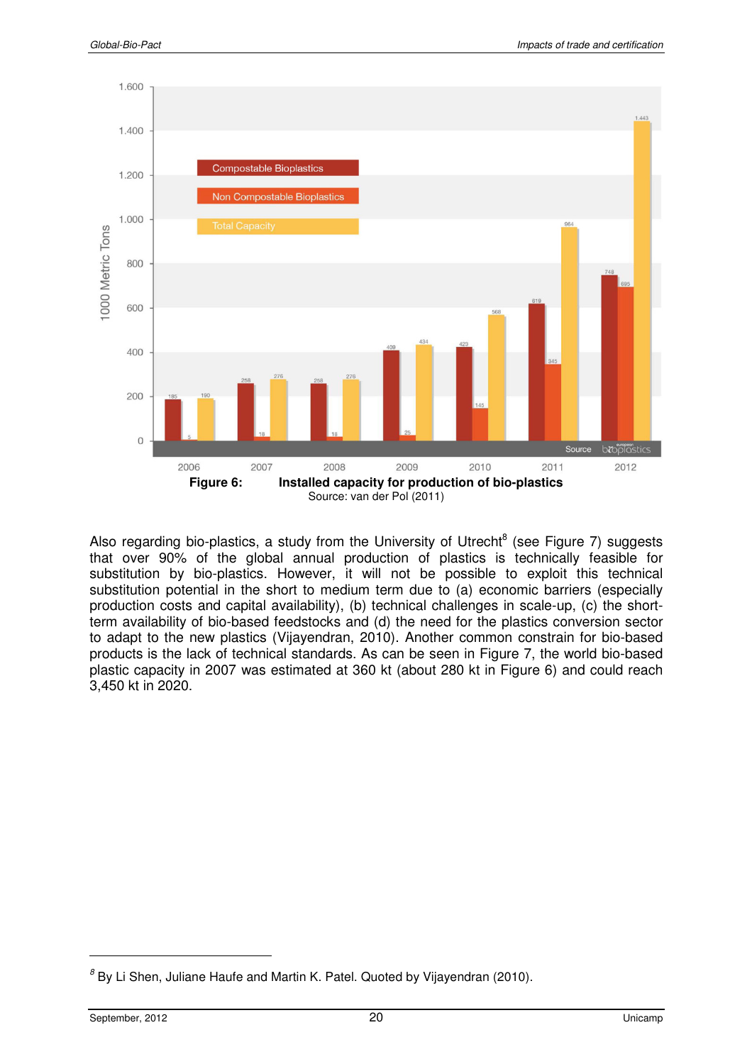Figure 6: Installed capacity for production of bio-plastics

Source: van der Pol (2011)

Also regarding bio-plastics, a study from the University of Utrecht[8] (see Figure 7) suggests that over 90% of the global annual production of plastics is technically feasible for substitution by bio-plastics. However, it will not be possible to exploit this technical substitution potential in the short to medium term due to (a) economic barriers (especially production costs and capital availability), (b) technical challenges in scale-up, (c) the short-term availability of bio-based feedstocks and (d) the need for the plastics conversion sector to adapt to the new plastics (Vijayendran, 2010). Another common constrain for bio-based products is the lack of technical standards. As can be seen in Figure 7, the world bio-based plastic capacity in 2007 was estimated at 360 kt (about 280 kt in Figure 6) and could reach 3,450 kt in 2020.

[8] By Li Shen, Juliane Haufe and Martin K. Patel. Quoted by Vijayendran (2010).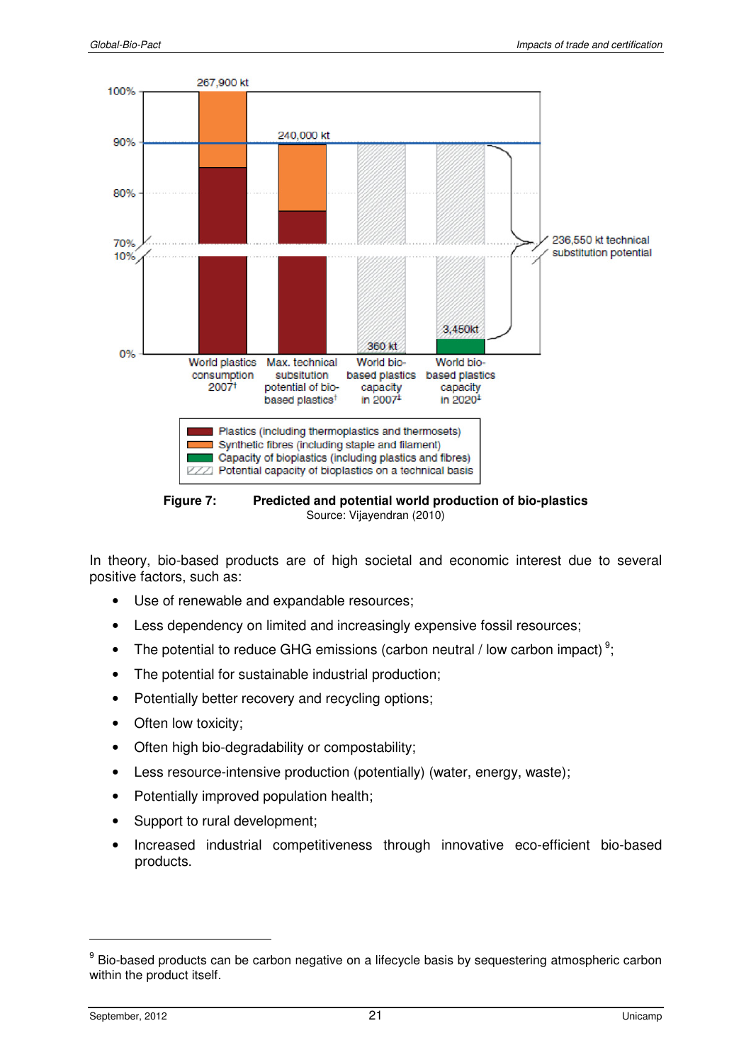**Figure 7: Predicted and potential world production of bio-plastics**
Source: Vijayendran (2010)

In theory, bio-based products are of high societal and economic interest due to several positive factors, such as:

- Use of renewable and expandable resources;
- Less dependency on limited and increasingly expensive fossil resources;
- The potential to reduce GHG emissions (carbon neutral / low carbon impact) [9];
- The potential for sustainable industrial production;
- Potentially better recovery and recycling options;
- Often low toxicity;
- Often high bio-degradability or compostability;
- Less resource-intensive production (potentially) (water, energy, waste);
- Potentially improved population health;
- Support to rural development;
- Increased industrial competitiveness through innovative eco-efficient bio-based products.

[9] Bio-based products can be carbon negative on a lifecycle basis by sequestering atmospheric carbon within the product itself.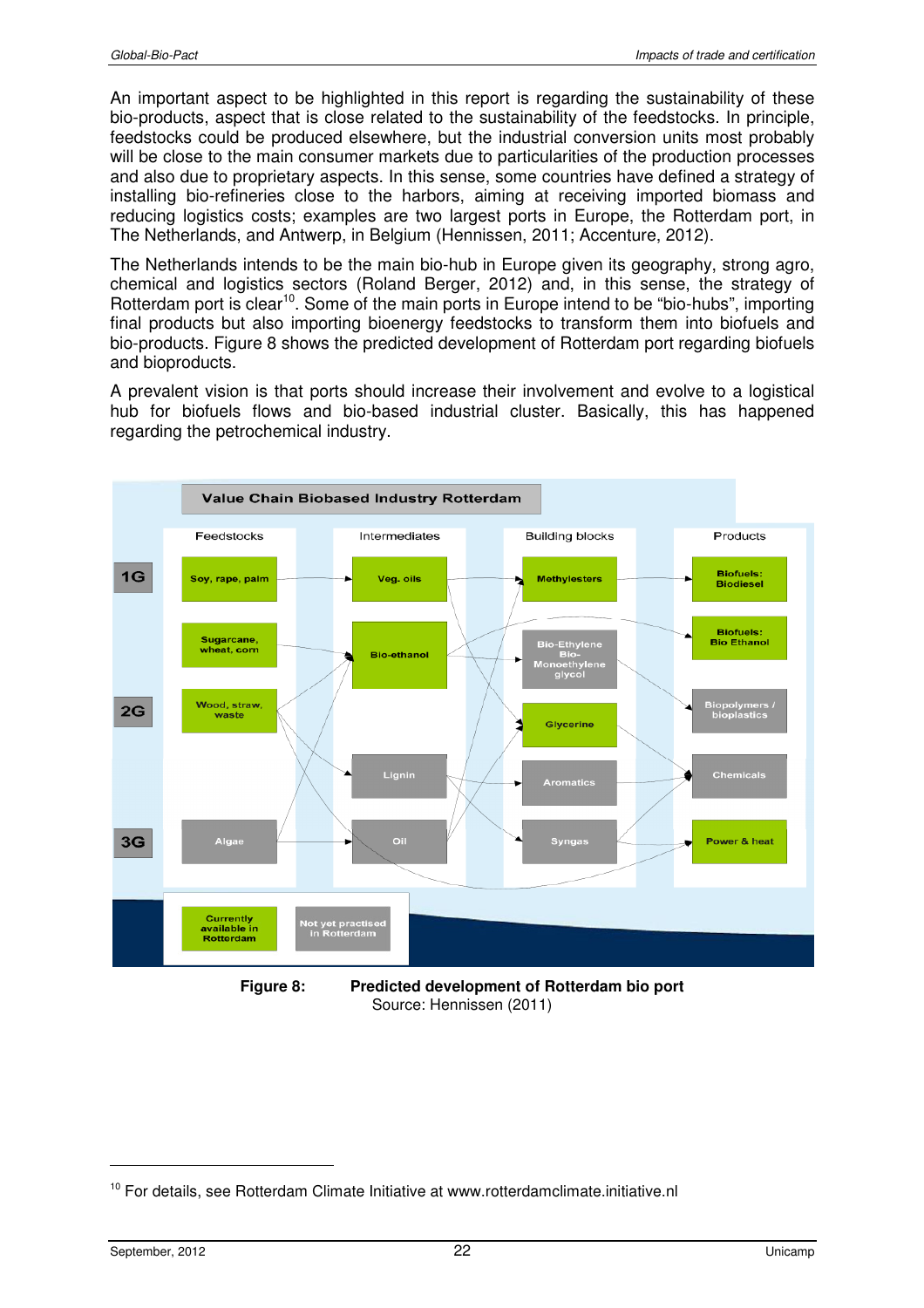An important aspect to be highlighted in this report is regarding the sustainability of these bio-products, aspect that is close related to the sustainability of the feedstocks. In principle, feedstocks could be produced elsewhere, but the industrial conversion units most probably will be close to the main consumer markets due to particularities of the production processes and also due to proprietary aspects. In this sense, some countries have defined a strategy of installing bio-refineries close to the harbors, aiming at receiving imported biomass and reducing logistics costs; examples are two largest ports in Europe, the Rotterdam port, in The Netherlands, and Antwerp, in Belgium (Hennissen, 2011; Accenture, 2012).

The Netherlands intends to be the main bio-hub in Europe given its geography, strong agro, chemical and logistics sectors (Roland Berger, 2012) and, in this sense, the strategy of Rotterdam port is clear[10]. Some of the main ports in Europe intend to be "bio-hubs", importing final products but also importing bioenergy feedstocks to transform them into biofuels and bio-products. Figure 8 shows the predicted development of Rotterdam port regarding biofuels and bioproducts.

A prevalent vision is that ports should increase their involvement and evolve to a logistical hub for biofuels flows and bio-based industrial cluster. Basically, this has happened regarding the petrochemical industry.

**Figure 8: Predicted development of Rotterdam bio port**

Source: Hennissen (2011)

[10] For details, see Rotterdam Climate Initiative at www.rotterdamclimate.initiative.nl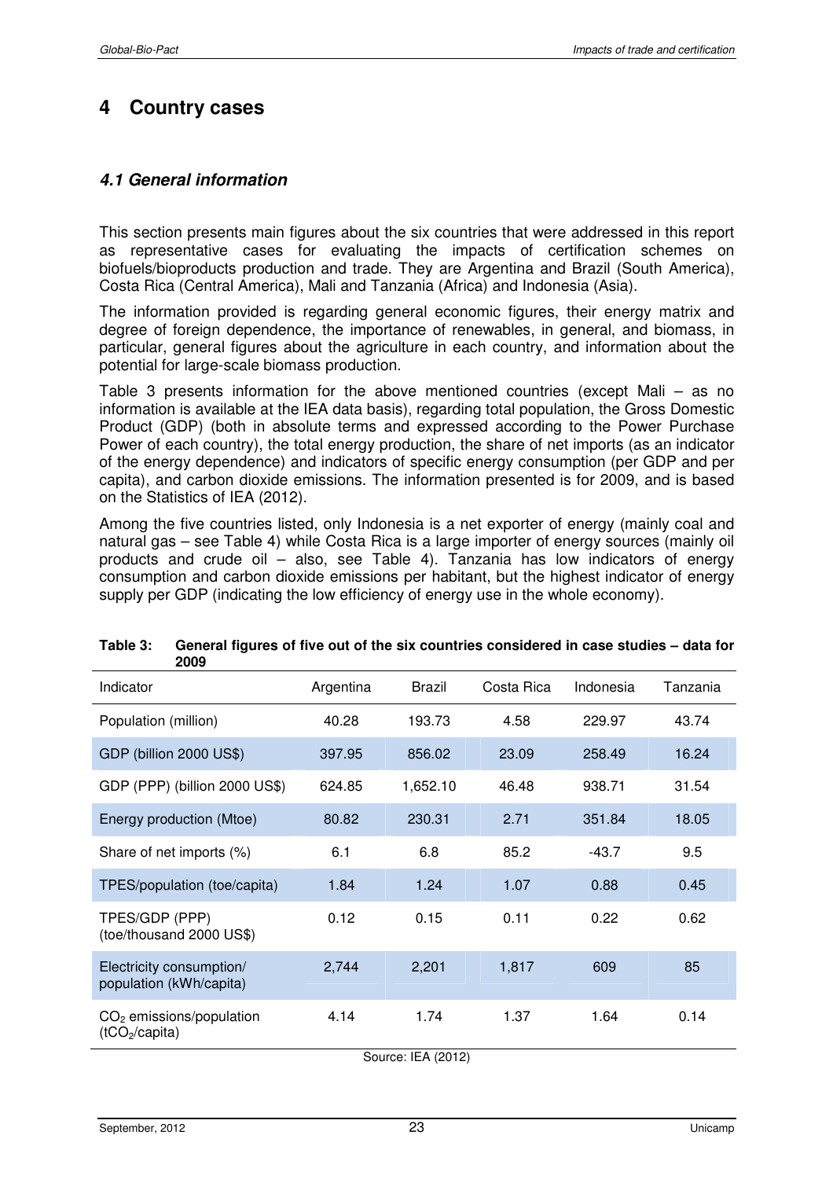# 4 Country cases

## *4.1 General information*

This section presents main figures about the six countries that were addressed in this report as representative cases for evaluating the impacts of certification schemes on biofuels/bioproducts production and trade. They are Argentina and Brazil (South America), Costa Rica (Central America), Mali and Tanzania (Africa) and Indonesia (Asia).

The information provided is regarding general economic figures, their energy matrix and degree of foreign dependence, the importance of renewables, in general, and biomass, in particular, general figures about the agriculture in each country, and information about the potential for large-scale biomass production.

Table 3 presents information for the above mentioned countries (except Mali – as no information is available at the IEA data basis), regarding total population, the Gross Domestic Product (GDP) (both in absolute terms and expressed according to the Power Purchase Power of each country), the total energy production, the share of net imports (as an indicator of the energy dependence) and indicators of specific energy consumption (per GDP and per capita), and carbon dioxide emissions. The information presented is for 2009, and is based on the Statistics of IEA (2012).

Among the five countries listed, only Indonesia is a net exporter of energy (mainly coal and natural gas – see Table 4) while Costa Rica is a large importer of energy sources (mainly oil products and crude oil – also, see Table 4). Tanzania has low indicators of energy consumption and carbon dioxide emissions per habitant, but the highest indicator of energy supply per GDP (indicating the low efficiency of energy use in the whole economy).

**Table 3: General figures of five out of the six countries considered in case studies – data for 2009**

| Indicator | Argentina | Brazil | Costa Rica | Indonesia | Tanzania |
|---|---|---|---|---|---|
| Population (million) | 40.28 | 193.73 | 4.58 | 229.97 | 43.74 |
| GDP (billion 2000 US$) | 397.95 | 856.02 | 23.09 | 258.49 | 16.24 |
| GDP (PPP) (billion 2000 US$) | 624.85 | 1,652.10 | 46.48 | 938.71 | 31.54 |
| Energy production (Mtoe) | 80.82 | 230.31 | 2.71 | 351.84 | 18.05 |
| Share of net imports (%) | 6.1 | 6.8 | 85.2 | -43.7 | 9.5 |
| TPES/population (toe/capita) | 1.84 | 1.24 | 1.07 | 0.88 | 0.45 |
| TPES/GDP (PPP) (toe/thousand 2000 US$) | 0.12 | 0.15 | 0.11 | 0.22 | 0.62 |
| Electricity consumption/ population (kWh/capita) | 2,744 | 2,201 | 1,817 | 609 | 85 |
| $CO_2$ emissions/population ($tCO_2$/capita) | 4.14 | 1.74 | 1.37 | 1.64 | 0.14 |

Source: IEA (2012)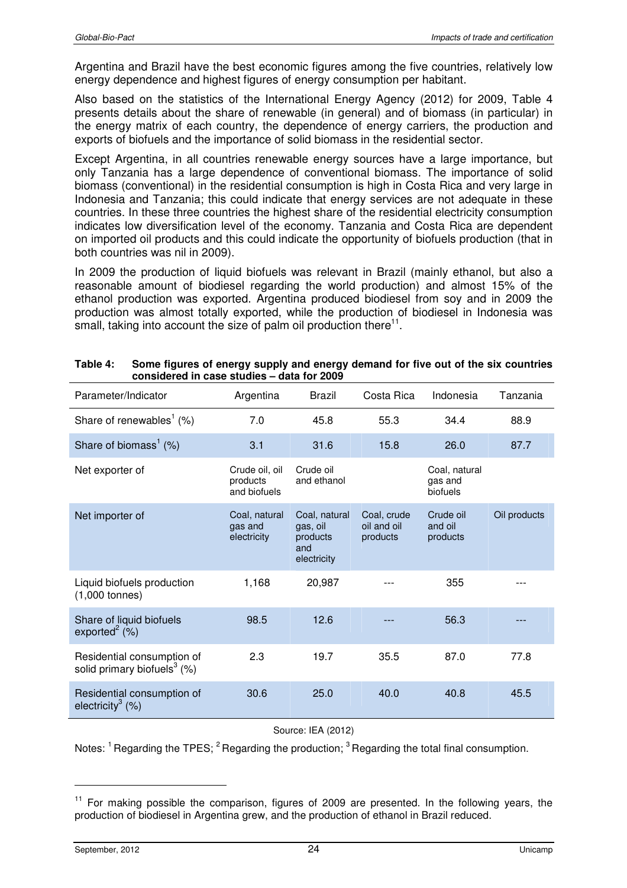Argentina and Brazil have the best economic figures among the five countries, relatively low energy dependence and highest figures of energy consumption per habitant.

Also based on the statistics of the International Energy Agency (2012) for 2009, Table 4 presents details about the share of renewable (in general) and of biomass (in particular) in the energy matrix of each country, the dependence of energy carriers, the production and exports of biofuels and the importance of solid biomass in the residential sector.

Except Argentina, in all countries renewable energy sources have a large importance, but only Tanzania has a large dependence of conventional biomass. The importance of solid biomass (conventional) in the residential consumption is high in Costa Rica and very large in Indonesia and Tanzania; this could indicate that energy services are not adequate in these countries. In these three countries the highest share of the residential electricity consumption indicates low diversification level of the economy. Tanzania and Costa Rica are dependent on imported oil products and this could indicate the opportunity of biofuels production (that in both countries was nil in 2009).

In 2009 the production of liquid biofuels was relevant in Brazil (mainly ethanol, but also a reasonable amount of biodiesel regarding the world production) and almost 15% of the ethanol production was exported. Argentina produced biodiesel from soy and in 2009 the production was almost totally exported, while the production of biodiesel in Indonesia was small, taking into account the size of palm oil production there[11].

**Table 4: Some figures of energy supply and energy demand for five out of the six countries considered in case studies – data for 2009**

| Parameter/Indicator | Argentina | Brazil | Costa Rica | Indonesia | Tanzania |
|---|---|---|---|---|---|
| Share of renewables[1] (%) | 7.0 | 45.8 | 55.3 | 34.4 | 88.9 |
| Share of biomass[1] (%) | 3.1 | 31.6 | 15.8 | 26.0 | 87.7 |
| Net exporter of | Crude oil, oil products and biofuels | Crude oil and ethanol | | Coal, natural gas and biofuels | |
| Net importer of | Coal, natural gas and electricity | Coal, natural gas, oil products and electricity | Coal, crude oil and oil products | Crude oil and oil products | Oil products |
| Liquid biofuels production (1,000 tonnes) | 1,168 | 20,987 | --- | 355 | --- |
| Share of liquid biofuels exported[2] (%) | 98.5 | 12.6 | --- | 56.3 | --- |
| Residential consumption of solid primary biofuels[3] (%) | 2.3 | 19.7 | 35.5 | 87.0 | 77.8 |
| Residential consumption of electricity[3] (%) | 30.6 | 25.0 | 40.0 | 40.8 | 45.5 |

Source: IEA (2012)

Notes: [1] Regarding the TPES; [2] Regarding the production; [3] Regarding the total final consumption.

[11] For making possible the comparison, figures of 2009 are presented. In the following years, the production of biodiesel in Argentina grew, and the production of ethanol in Brazil reduced.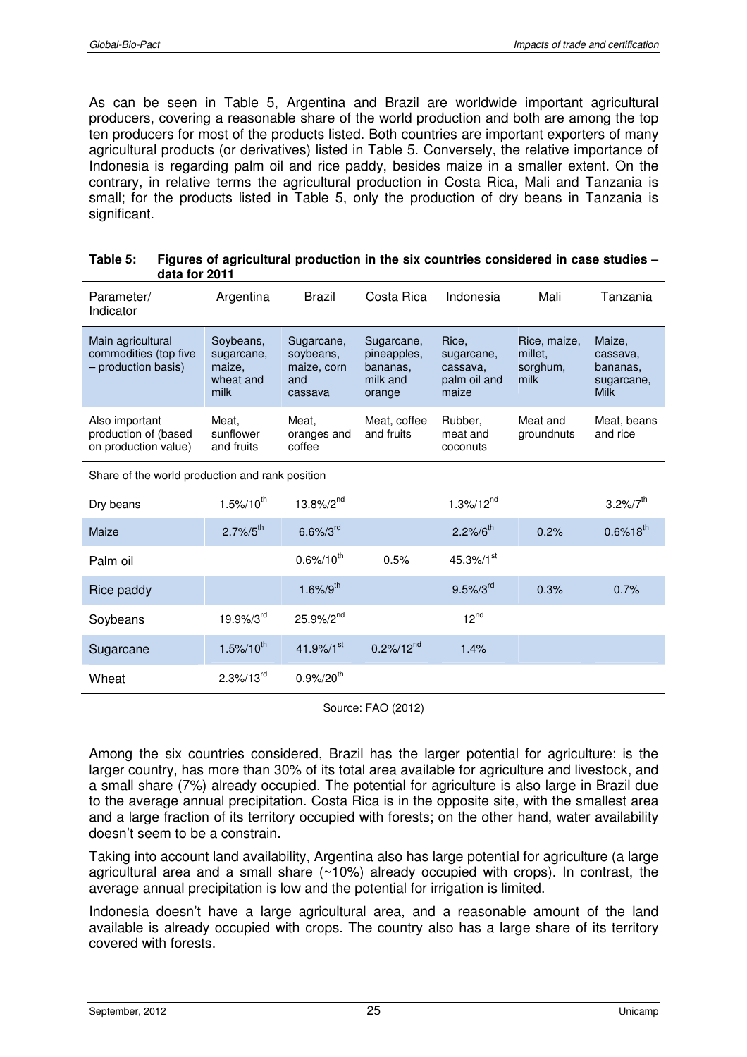As can be seen in Table 5, Argentina and Brazil are worldwide important agricultural producers, covering a reasonable share of the world production and both are among the top ten producers for most of the products listed. Both countries are important exporters of many agricultural products (or derivatives) listed in Table 5. Conversely, the relative importance of Indonesia is regarding palm oil and rice paddy, besides maize in a smaller extent. On the contrary, in relative terms the agricultural production in Costa Rica, Mali and Tanzania is small; for the products listed in Table 5, only the production of dry beans in Tanzania is significant.

**Table 5: Figures of agricultural production in the six countries considered in case studies – data for 2011**

| Parameter/ Indicator | Argentina | Brazil | Costa Rica | Indonesia | Mali | Tanzania |
|---|---|---|---|---|---|---|
| Main agricultural commodities (top five – production basis) | Soybeans, sugarcane, maize, wheat and milk | Sugarcane, soybeans, maize, corn and cassava | Sugarcane, pineapples, bananas, milk and orange | Rice, sugarcane, cassava, palm oil and maize | Rice, maize, millet, sorghum, milk | Maize, cassava, bananas, sugarcane, Milk |
| Also important production of (based on production value) | Meat, sunflower and fruits | Meat, oranges and coffee | Meat, coffee and fruits | Rubber, meat and coconuts | Meat and groundnuts | Meat, beans and rice |
| Share of the world production and rank position | | | | | | |
| Dry beans | 1.5%/10th | 13.8%/2nd | | 1.3%/12nd | | 3.2%/7th |
| Maize | 2.7%/5th | 6.6%/3rd | | 2.2%/6th | 0.2% | 0.6%18th |
| Palm oil | | 0.6%/10th | 0.5% | 45.3%/1st | | |
| Rice paddy | | 1.6%/9th | | 9.5%/3rd | 0.3% | 0.7% |
| Soybeans | 19.9%/3rd | 25.9%/2nd | | 12nd | | |
| Sugarcane | 1.5%/10th | 41.9%/1st | 0.2%/12nd | 1.4% | | |
| Wheat | 2.3%/13rd | 0.9%/20th | | | | |

Source: FAO (2012)

Among the six countries considered, Brazil has the larger potential for agriculture: is the larger country, has more than 30% of its total area available for agriculture and livestock, and a small share (7%) already occupied. The potential for agriculture is also large in Brazil due to the average annual precipitation. Costa Rica is in the opposite site, with the smallest area and a large fraction of its territory occupied with forests; on the other hand, water availability doesn't seem to be a constrain.

Taking into account land availability, Argentina also has large potential for agriculture (a large agricultural area and a small share (~10%) already occupied with crops). In contrast, the average annual precipitation is low and the potential for irrigation is limited.

Indonesia doesn't have a large agricultural area, and a reasonable amount of the land available is already occupied with crops. The country also has a large share of its territory covered with forests.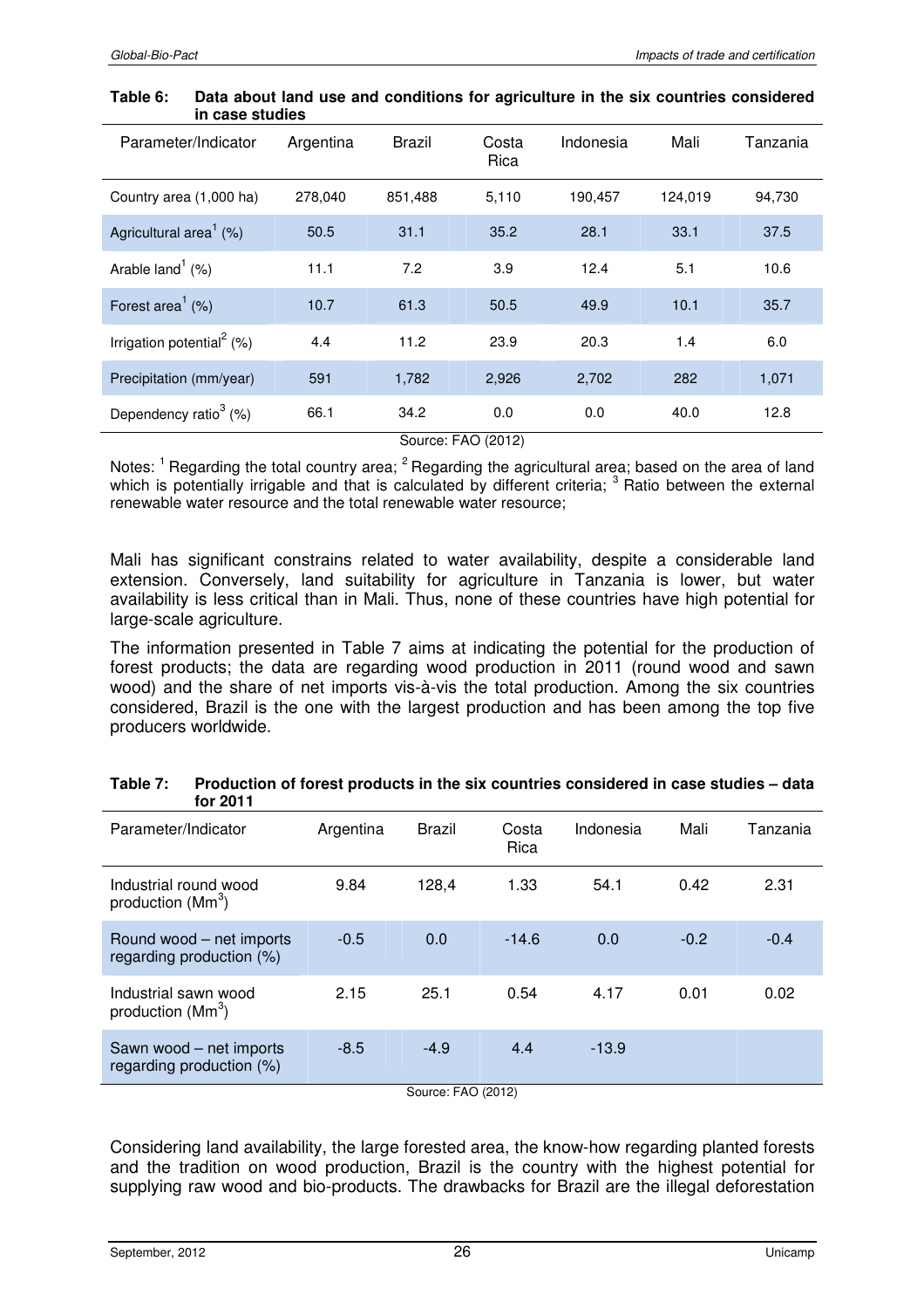**Table 6: Data about land use and conditions for agriculture in the six countries considered in case studies**

| Parameter/Indicator | Argentina | Brazil | Costa Rica | Indonesia | Mali | Tanzania |
|---|---|---|---|---|---|---|
| Country area (1,000 ha) | 278,040 | 851,488 | 5,110 | 190,457 | 124,019 | 94,730 |
| Agricultural area[1] (%) | 50.5 | 31.1 | 35.2 | 28.1 | 33.1 | 37.5 |
| Arable land[1] (%) | 11.1 | 7.2 | 3.9 | 12.4 | 5.1 | 10.6 |
| Forest area[1] (%) | 10.7 | 61.3 | 50.5 | 49.9 | 10.1 | 35.7 |
| Irrigation potential[2] (%) | 4.4 | 11.2 | 23.9 | 20.3 | 1.4 | 6.0 |
| Precipitation (mm/year) | 591 | 1,782 | 2,926 | 2,702 | 282 | 1,071 |
| Dependency ratio[3] (%) | 66.1 | 34.2 | 0.0 | 0.0 | 40.0 | 12.8 |

Source: FAO (2012)

Notes: [1] Regarding the total country area; [2] Regarding the agricultural area; based on the area of land which is potentially irrigable and that is calculated by different criteria; [3] Ratio between the external renewable water resource and the total renewable water resource;

Mali has significant constrains related to water availability, despite a considerable land extension. Conversely, land suitability for agriculture in Tanzania is lower, but water availability is less critical than in Mali. Thus, none of these countries have high potential for large-scale agriculture.

The information presented in Table 7 aims at indicating the potential for the production of forest products; the data are regarding wood production in 2011 (round wood and sawn wood) and the share of net imports vis-à-vis the total production. Among the six countries considered, Brazil is the one with the largest production and has been among the top five producers worldwide.

**Table 7: Production of forest products in the six countries considered in case studies – data for 2011**

| Parameter/Indicator | Argentina | Brazil | Costa Rica | Indonesia | Mali | Tanzania |
|---|---|---|---|---|---|---|
| Industrial round wood production ($Mm^3$) | 9.84 | 128,4 | 1.33 | 54.1 | 0.42 | 2.31 |
| Round wood – net imports regarding production (%) | -0.5 | 0.0 | -14.6 | 0.0 | -0.2 | -0.4 |
| Industrial sawn wood production ($Mm^3$) | 2.15 | 25.1 | 0.54 | 4.17 | 0.01 | 0.02 |
| Sawn wood – net imports regarding production (%) | -8.5 | -4.9 | 4.4 | -13.9 | | |

Source: FAO (2012)

Considering land availability, the large forested area, the know-how regarding planted forests and the tradition on wood production, Brazil is the country with the highest potential for supplying raw wood and bio-products. The drawbacks for Brazil are the illegal deforestation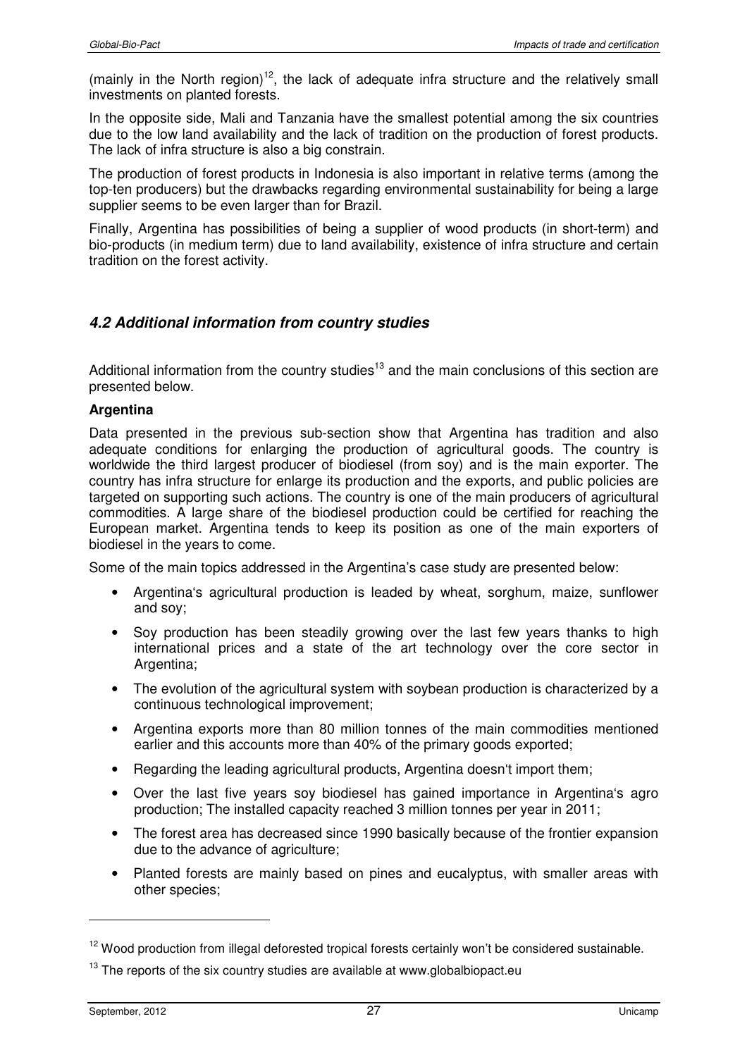(mainly in the North region)[12], the lack of adequate infra structure and the relatively small investments on planted forests.

In the opposite side, Mali and Tanzania have the smallest potential among the six countries due to the low land availability and the lack of tradition on the production of forest products. The lack of infra structure is also a big constrain.

The production of forest products in Indonesia is also important in relative terms (among the top-ten producers) but the drawbacks regarding environmental sustainability for being a large supplier seems to be even larger than for Brazil.

Finally, Argentina has possibilities of being a supplier of wood products (in short-term) and bio-products (in medium term) due to land availability, existence of infra structure and certain tradition on the forest activity.

## *4.2 Additional information from country studies*

Additional information from the country studies[13] and the main conclusions of this section are presented below.

**Argentina**

Data presented in the previous sub-section show that Argentina has tradition and also adequate conditions for enlarging the production of agricultural goods. The country is worldwide the third largest producer of biodiesel (from soy) and is the main exporter. The country has infra structure for enlarge its production and the exports, and public policies are targeted on supporting such actions. The country is one of the main producers of agricultural commodities. A large share of the biodiesel production could be certified for reaching the European market. Argentina tends to keep its position as one of the main exporters of biodiesel in the years to come.

Some of the main topics addressed in the Argentina's case study are presented below:

- Argentina's agricultural production is leaded by wheat, sorghum, maize, sunflower and soy;
- Soy production has been steadily growing over the last few years thanks to high international prices and a state of the art technology over the core sector in Argentina;
- The evolution of the agricultural system with soybean production is characterized by a continuous technological improvement;
- Argentina exports more than 80 million tonnes of the main commodities mentioned earlier and this accounts more than 40% of the primary goods exported;
- Regarding the leading agricultural products, Argentina doesn't import them;
- Over the last five years soy biodiesel has gained importance in Argentina's agro production; The installed capacity reached 3 million tonnes per year in 2011;
- The forest area has decreased since 1990 basically because of the frontier expansion due to the advance of agriculture;
- Planted forests are mainly based on pines and eucalyptus, with smaller areas with other species;

---

[12] Wood production from illegal deforested tropical forests certainly won't be considered sustainable.

[13] The reports of the six country studies are available at www.globalbiopact.eu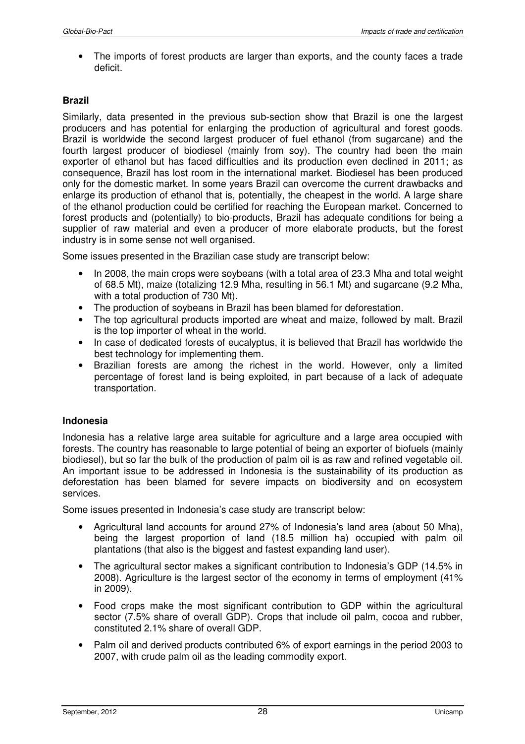- The imports of forest products are larger than exports, and the county faces a trade deficit.

**Brazil**

Similarly, data presented in the previous sub-section show that Brazil is one the largest producers and has potential for enlarging the production of agricultural and forest goods. Brazil is worldwide the second largest producer of fuel ethanol (from sugarcane) and the fourth largest producer of biodiesel (mainly from soy). The country had been the main exporter of ethanol but has faced difficulties and its production even declined in 2011; as consequence, Brazil has lost room in the international market. Biodiesel has been produced only for the domestic market. In some years Brazil can overcome the current drawbacks and enlarge its production of ethanol that is, potentially, the cheapest in the world. A large share of the ethanol production could be certified for reaching the European market. Concerned to forest products and (potentially) to bio-products, Brazil has adequate conditions for being a supplier of raw material and even a producer of more elaborate products, but the forest industry is in some sense not well organised.

Some issues presented in the Brazilian case study are transcript below:

- In 2008, the main crops were soybeans (with a total area of 23.3 Mha and total weight of 68.5 Mt), maize (totalizing 12.9 Mha, resulting in 56.1 Mt) and sugarcane (9.2 Mha, with a total production of 730 Mt).
- The production of soybeans in Brazil has been blamed for deforestation.
- The top agricultural products imported are wheat and maize, followed by malt. Brazil is the top importer of wheat in the world.
- In case of dedicated forests of eucalyptus, it is believed that Brazil has worldwide the best technology for implementing them.
- Brazilian forests are among the richest in the world. However, only a limited percentage of forest land is being exploited, in part because of a lack of adequate transportation.

**Indonesia**

Indonesia has a relative large area suitable for agriculture and a large area occupied with forests. The country has reasonable to large potential of being an exporter of biofuels (mainly biodiesel), but so far the bulk of the production of palm oil is as raw and refined vegetable oil. An important issue to be addressed in Indonesia is the sustainability of its production as deforestation has been blamed for severe impacts on biodiversity and on ecosystem services.

Some issues presented in Indonesia's case study are transcript below:

- Agricultural land accounts for around 27% of Indonesia's land area (about 50 Mha), being the largest proportion of land (18.5 million ha) occupied with palm oil plantations (that also is the biggest and fastest expanding land user).
- The agricultural sector makes a significant contribution to Indonesia's GDP (14.5% in 2008). Agriculture is the largest sector of the economy in terms of employment (41% in 2009).
- Food crops make the most significant contribution to GDP within the agricultural sector (7.5% share of overall GDP). Crops that include oil palm, cocoa and rubber, constituted 2.1% share of overall GDP.
- Palm oil and derived products contributed 6% of export earnings in the period 2003 to 2007, with crude palm oil as the leading commodity export.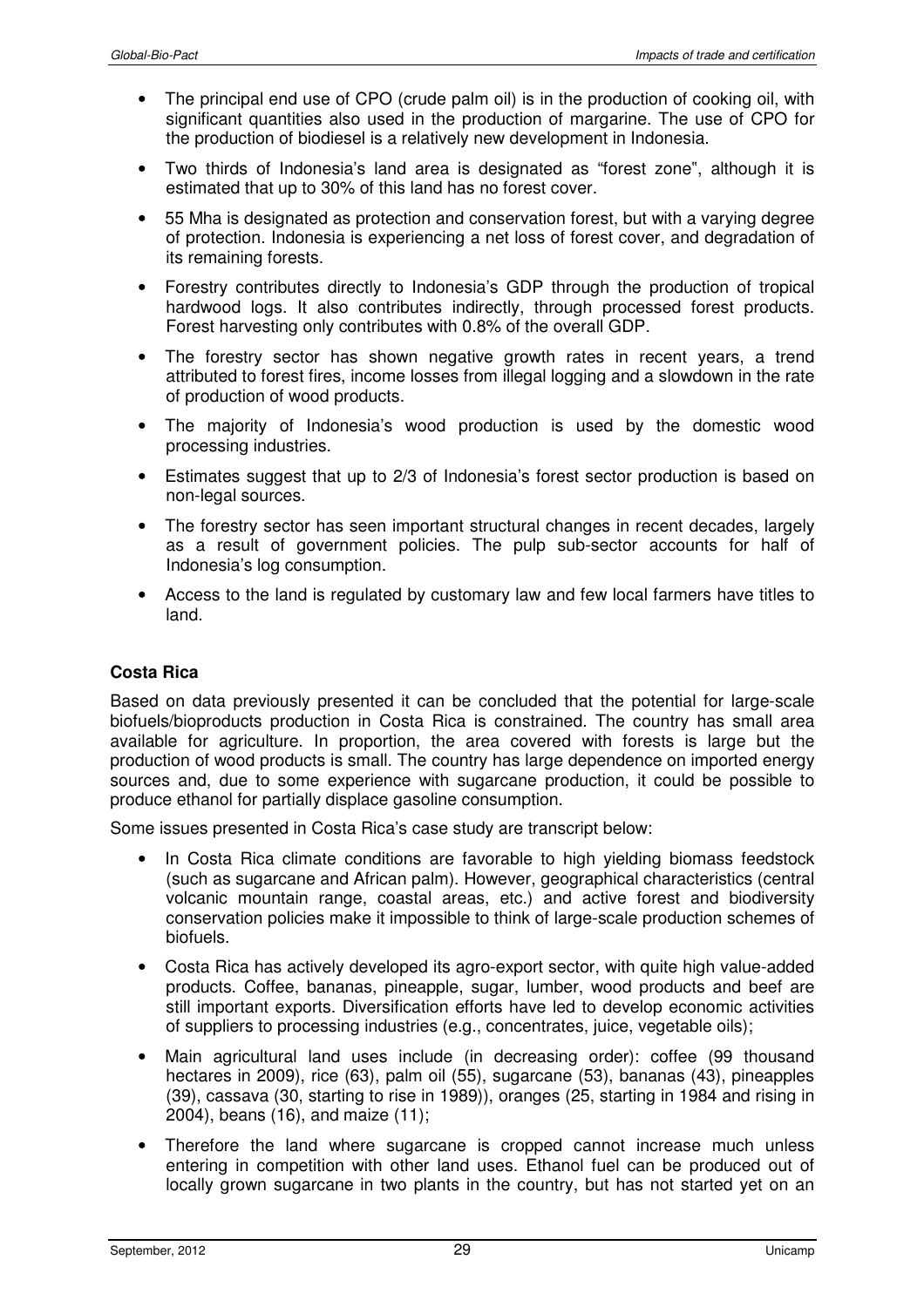- The principal end use of CPO (crude palm oil) is in the production of cooking oil, with significant quantities also used in the production of margarine. The use of CPO for the production of biodiesel is a relatively new development in Indonesia.
- Two thirds of Indonesia's land area is designated as "forest zone", although it is estimated that up to 30% of this land has no forest cover.
- 55 Mha is designated as protection and conservation forest, but with a varying degree of protection. Indonesia is experiencing a net loss of forest cover, and degradation of its remaining forests.
- Forestry contributes directly to Indonesia's GDP through the production of tropical hardwood logs. It also contributes indirectly, through processed forest products. Forest harvesting only contributes with 0.8% of the overall GDP.
- The forestry sector has shown negative growth rates in recent years, a trend attributed to forest fires, income losses from illegal logging and a slowdown in the rate of production of wood products.
- The majority of Indonesia's wood production is used by the domestic wood processing industries.
- Estimates suggest that up to 2/3 of Indonesia's forest sector production is based on non-legal sources.
- The forestry sector has seen important structural changes in recent decades, largely as a result of government policies. The pulp sub-sector accounts for half of Indonesia's log consumption.
- Access to the land is regulated by customary law and few local farmers have titles to land.

**Costa Rica**

Based on data previously presented it can be concluded that the potential for large-scale biofuels/bioproducts production in Costa Rica is constrained. The country has small area available for agriculture. In proportion, the area covered with forests is large but the production of wood products is small. The country has large dependence on imported energy sources and, due to some experience with sugarcane production, it could be possible to produce ethanol for partially displace gasoline consumption.

Some issues presented in Costa Rica's case study are transcript below:

- In Costa Rica climate conditions are favorable to high yielding biomass feedstock (such as sugarcane and African palm). However, geographical characteristics (central volcanic mountain range, coastal areas, etc.) and active forest and biodiversity conservation policies make it impossible to think of large-scale production schemes of biofuels.
- Costa Rica has actively developed its agro-export sector, with quite high value-added products. Coffee, bananas, pineapple, sugar, lumber, wood products and beef are still important exports. Diversification efforts have led to develop economic activities of suppliers to processing industries (e.g., concentrates, juice, vegetable oils);
- Main agricultural land uses include (in decreasing order): coffee (99 thousand hectares in 2009), rice (63), palm oil (55), sugarcane (53), bananas (43), pineapples (39), cassava (30, starting to rise in 1989)), oranges (25, starting in 1984 and rising in 2004), beans (16), and maize (11);
- Therefore the land where sugarcane is cropped cannot increase much unless entering in competition with other land uses. Ethanol fuel can be produced out of locally grown sugarcane in two plants in the country, but has not started yet on an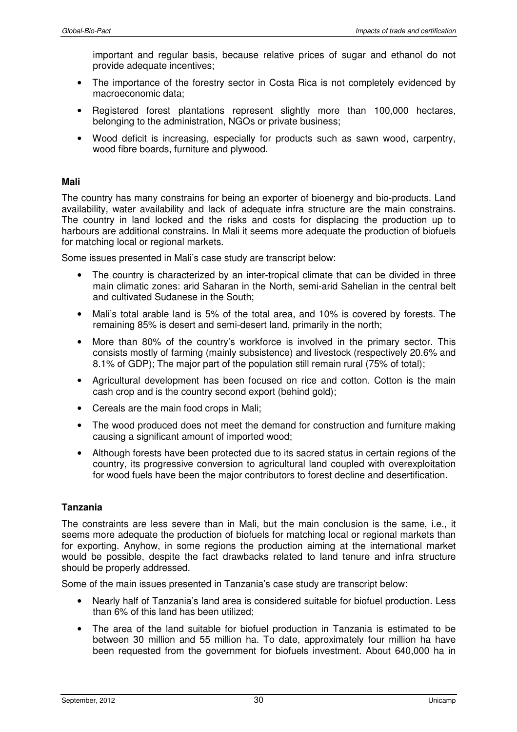important and regular basis, because relative prices of sugar and ethanol do not provide adequate incentives;

- The importance of the forestry sector in Costa Rica is not completely evidenced by macroeconomic data;
- Registered forest plantations represent slightly more than 100,000 hectares, belonging to the administration, NGOs or private business;
- Wood deficit is increasing, especially for products such as sawn wood, carpentry, wood fibre boards, furniture and plywood.

**Mali**

The country has many constrains for being an exporter of bioenergy and bio-products. Land availability, water availability and lack of adequate infra structure are the main constrains. The country in land locked and the risks and costs for displacing the production up to harbours are additional constrains. In Mali it seems more adequate the production of biofuels for matching local or regional markets.

Some issues presented in Mali's case study are transcript below:

- The country is characterized by an inter-tropical climate that can be divided in three main climatic zones: arid Saharan in the North, semi-arid Sahelian in the central belt and cultivated Sudanese in the South;
- Mali's total arable land is 5% of the total area, and 10% is covered by forests. The remaining 85% is desert and semi-desert land, primarily in the north;
- More than 80% of the country's workforce is involved in the primary sector. This consists mostly of farming (mainly subsistence) and livestock (respectively 20.6% and 8.1% of GDP); The major part of the population still remain rural (75% of total);
- Agricultural development has been focused on rice and cotton. Cotton is the main cash crop and is the country second export (behind gold);
- Cereals are the main food crops in Mali;
- The wood produced does not meet the demand for construction and furniture making causing a significant amount of imported wood;
- Although forests have been protected due to its sacred status in certain regions of the country, its progressive conversion to agricultural land coupled with overexploitation for wood fuels have been the major contributors to forest decline and desertification.

**Tanzania**

The constraints are less severe than in Mali, but the main conclusion is the same, i.e., it seems more adequate the production of biofuels for matching local or regional markets than for exporting. Anyhow, in some regions the production aiming at the international market would be possible, despite the fact drawbacks related to land tenure and infra structure should be properly addressed.

Some of the main issues presented in Tanzania's case study are transcript below:

- Nearly half of Tanzania's land area is considered suitable for biofuel production. Less than 6% of this land has been utilized;
- The area of the land suitable for biofuel production in Tanzania is estimated to be between 30 million and 55 million ha. To date, approximately four million ha have been requested from the government for biofuels investment. About 640,000 ha in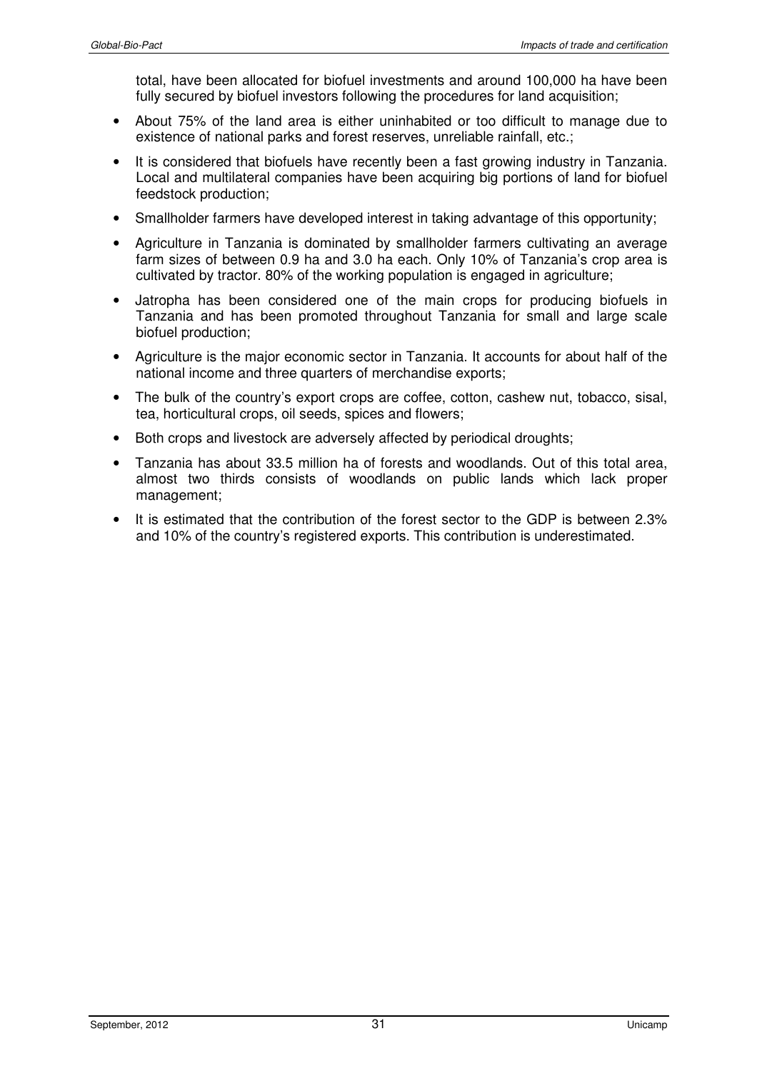total, have been allocated for biofuel investments and around 100,000 ha have been fully secured by biofuel investors following the procedures for land acquisition;

- About 75% of the land area is either uninhabited or too difficult to manage due to existence of national parks and forest reserves, unreliable rainfall, etc.;
- It is considered that biofuels have recently been a fast growing industry in Tanzania. Local and multilateral companies have been acquiring big portions of land for biofuel feedstock production;
- Smallholder farmers have developed interest in taking advantage of this opportunity;
- Agriculture in Tanzania is dominated by smallholder farmers cultivating an average farm sizes of between 0.9 ha and 3.0 ha each. Only 10% of Tanzania's crop area is cultivated by tractor. 80% of the working population is engaged in agriculture;
- Jatropha has been considered one of the main crops for producing biofuels in Tanzania and has been promoted throughout Tanzania for small and large scale biofuel production;
- Agriculture is the major economic sector in Tanzania. It accounts for about half of the national income and three quarters of merchandise exports;
- The bulk of the country's export crops are coffee, cotton, cashew nut, tobacco, sisal, tea, horticultural crops, oil seeds, spices and flowers;
- Both crops and livestock are adversely affected by periodical droughts;
- Tanzania has about 33.5 million ha of forests and woodlands. Out of this total area, almost two thirds consists of woodlands on public lands which lack proper management;
- It is estimated that the contribution of the forest sector to the GDP is between 2.3% and 10% of the country's registered exports. This contribution is underestimated.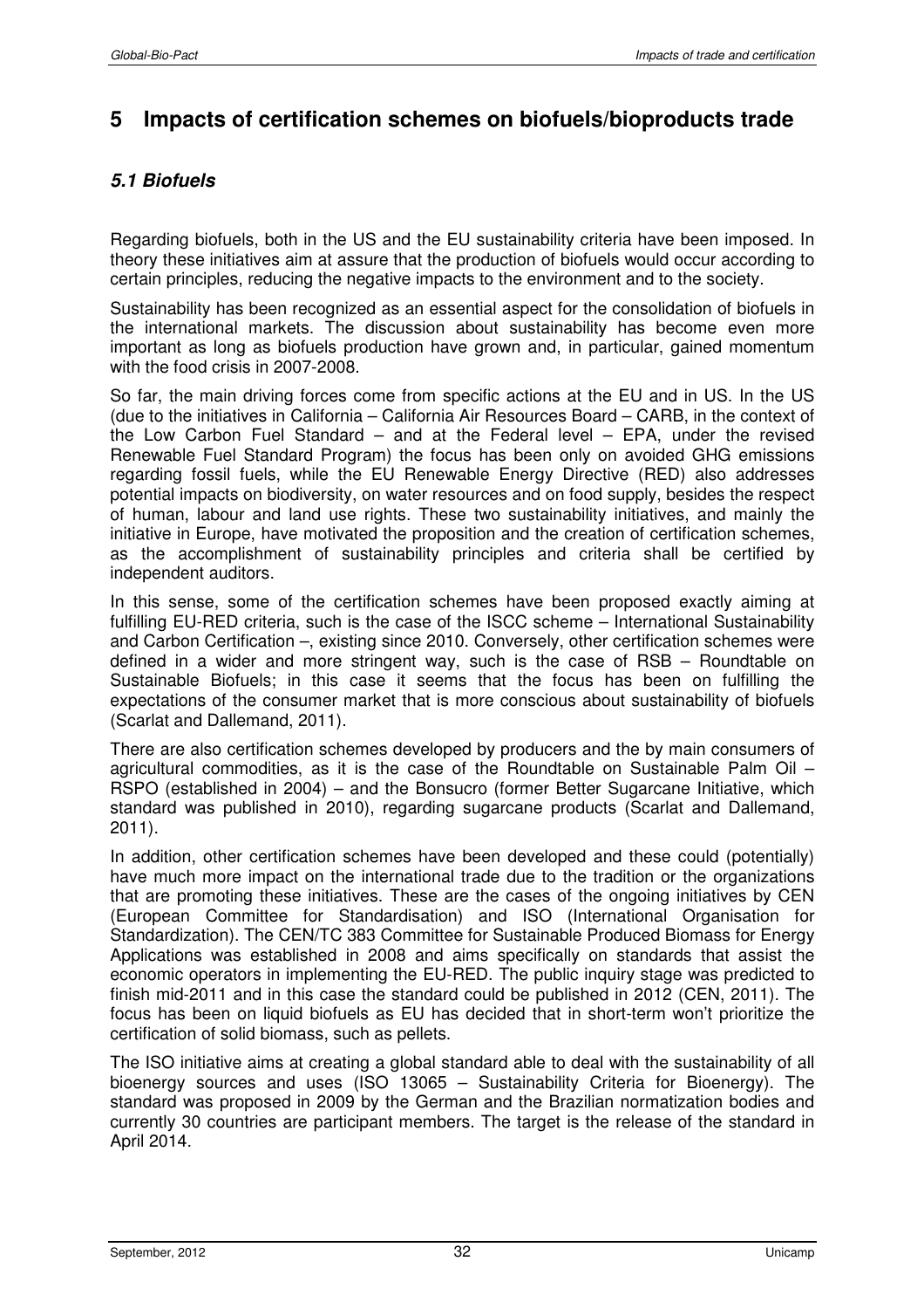# 5 Impacts of certification schemes on biofuels/bioproducts trade

## *5.1 Biofuels*

Regarding biofuels, both in the US and the EU sustainability criteria have been imposed. In theory these initiatives aim at assure that the production of biofuels would occur according to certain principles, reducing the negative impacts to the environment and to the society.

Sustainability has been recognized as an essential aspect for the consolidation of biofuels in the international markets. The discussion about sustainability has become even more important as long as biofuels production have grown and, in particular, gained momentum with the food crisis in 2007-2008.

So far, the main driving forces come from specific actions at the EU and in US. In the US (due to the initiatives in California – California Air Resources Board – CARB, in the context of the Low Carbon Fuel Standard – and at the Federal level – EPA, under the revised Renewable Fuel Standard Program) the focus has been only on avoided GHG emissions regarding fossil fuels, while the EU Renewable Energy Directive (RED) also addresses potential impacts on biodiversity, on water resources and on food supply, besides the respect of human, labour and land use rights. These two sustainability initiatives, and mainly the initiative in Europe, have motivated the proposition and the creation of certification schemes, as the accomplishment of sustainability principles and criteria shall be certified by independent auditors.

In this sense, some of the certification schemes have been proposed exactly aiming at fulfilling EU-RED criteria, such is the case of the ISCC scheme – International Sustainability and Carbon Certification –, existing since 2010. Conversely, other certification schemes were defined in a wider and more stringent way, such is the case of RSB – Roundtable on Sustainable Biofuels; in this case it seems that the focus has been on fulfilling the expectations of the consumer market that is more conscious about sustainability of biofuels (Scarlat and Dallemand, 2011).

There are also certification schemes developed by producers and the by main consumers of agricultural commodities, as it is the case of the Roundtable on Sustainable Palm Oil – RSPO (established in 2004) – and the Bonsucro (former Better Sugarcane Initiative, which standard was published in 2010), regarding sugarcane products (Scarlat and Dallemand, 2011).

In addition, other certification schemes have been developed and these could (potentially) have much more impact on the international trade due to the tradition or the organizations that are promoting these initiatives. These are the cases of the ongoing initiatives by CEN (European Committee for Standardisation) and ISO (International Organisation for Standardization). The CEN/TC 383 Committee for Sustainable Produced Biomass for Energy Applications was established in 2008 and aims specifically on standards that assist the economic operators in implementing the EU-RED. The public inquiry stage was predicted to finish mid-2011 and in this case the standard could be published in 2012 (CEN, 2011). The focus has been on liquid biofuels as EU has decided that in short-term won't prioritize the certification of solid biomass, such as pellets.

The ISO initiative aims at creating a global standard able to deal with the sustainability of all bioenergy sources and uses (ISO 13065 – Sustainability Criteria for Bioenergy). The standard was proposed in 2009 by the German and the Brazilian normatization bodies and currently 30 countries are participant members. The target is the release of the standard in April 2014.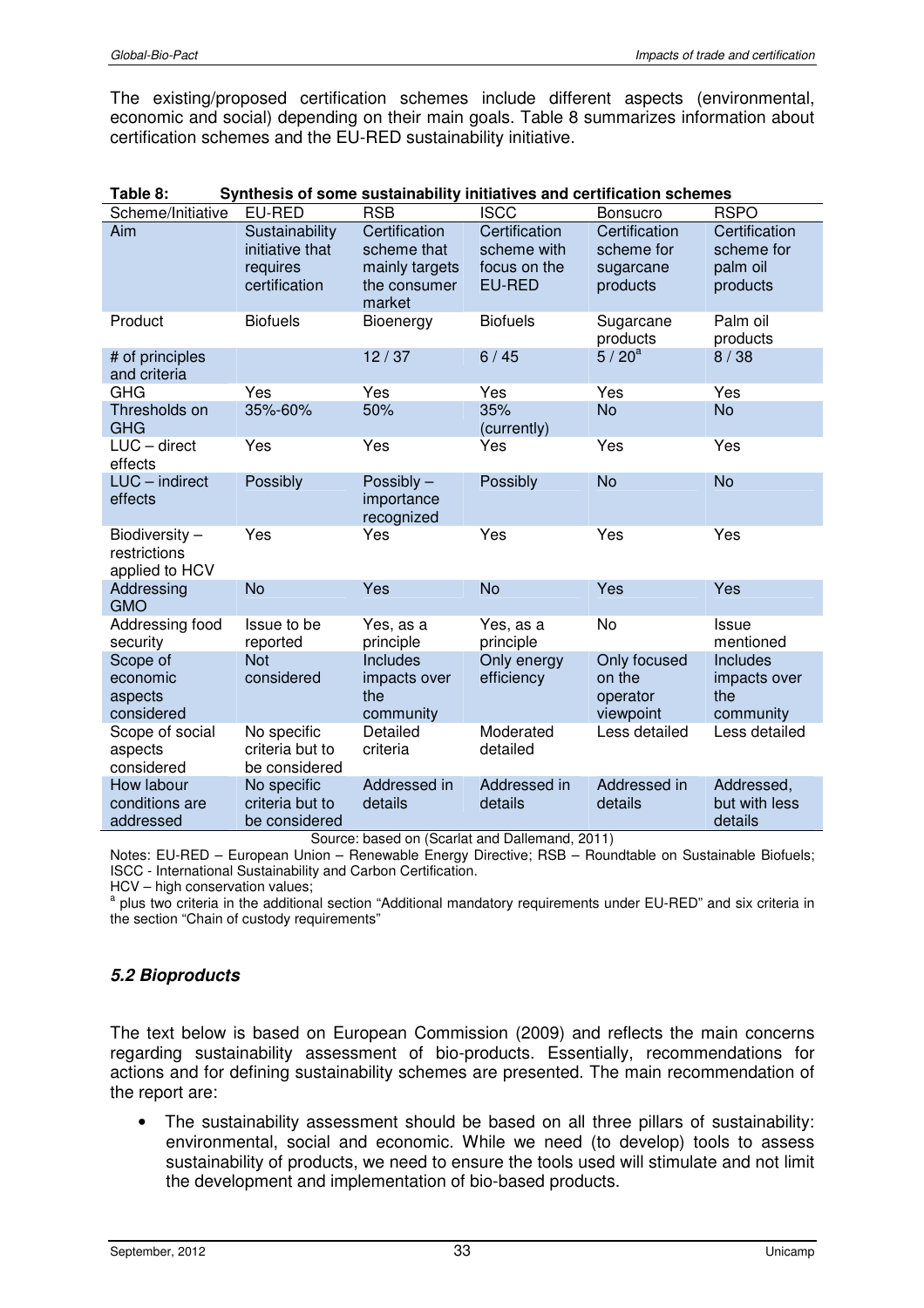The existing/proposed certification schemes include different aspects (environmental, economic and social) depending on their main goals. Table 8 summarizes information about certification schemes and the EU-RED sustainability initiative.

**Table 8: Synthesis of some sustainability initiatives and certification schemes**

| Scheme/Initiative | EU-RED | RSB | ISCC | Bonsucro | RSPO |
|---|---|---|---|---|---|
| Aim | Sustainability initiative that requires certification | Certification scheme that mainly targets the consumer market | Certification scheme with focus on the EU-RED | Certification scheme for sugarcane products | Certification scheme for palm oil products |
| Product | Biofuels | Bioenergy | Biofuels | Sugarcane products | Palm oil products |
| # of principles and criteria | | 12 / 37 | 6 / 45 | 5 / 20[a] | 8 / 38 |
| GHG | Yes | Yes | Yes | Yes | Yes |
| Thresholds on GHG | 35%-60% | 50% | 35% (currently) | No | No |
| LUC – direct effects | Yes | Yes | Yes | Yes | Yes |
| LUC – indirect effects | Possibly | Possibly – importance recognized | Possibly | No | No |
| Biodiversity – restrictions applied to HCV | Yes | Yes | Yes | Yes | Yes |
| Addressing GMO | No | Yes | No | Yes | Yes |
| Addressing food security | Issue to be reported | Yes, as a principle | Yes, as a principle | No | Issue mentioned |
| Scope of economic aspects considered | Not considered | Includes impacts over the community | Only energy efficiency | Only focused on the operator viewpoint | Includes impacts over the community |
| Scope of social aspects considered | No specific criteria but to be considered | Detailed criteria | Moderated detailed | Less detailed | Less detailed |
| How labour conditions are addressed | No specific criteria but to be considered | Addressed in details | Addressed in details | Addressed in details | Addressed, but with less details |

Source: based on (Scarlat and Dallemand, 2011)

Notes: EU-RED – European Union – Renewable Energy Directive; RSB – Roundtable on Sustainable Biofuels; ISCC - International Sustainability and Carbon Certification.
HCV – high conservation values;
[a] plus two criteria in the additional section "Additional mandatory requirements under EU-RED" and six criteria in the section "Chain of custody requirements"

## *5.2 Bioproducts*

The text below is based on European Commission (2009) and reflects the main concerns regarding sustainability assessment of bio-products. Essentially, recommendations for actions and for defining sustainability schemes are presented. The main recommendation of the report are:

- The sustainability assessment should be based on all three pillars of sustainability: environmental, social and economic. While we need (to develop) tools to assess sustainability of products, we need to ensure the tools used will stimulate and not limit the development and implementation of bio-based products.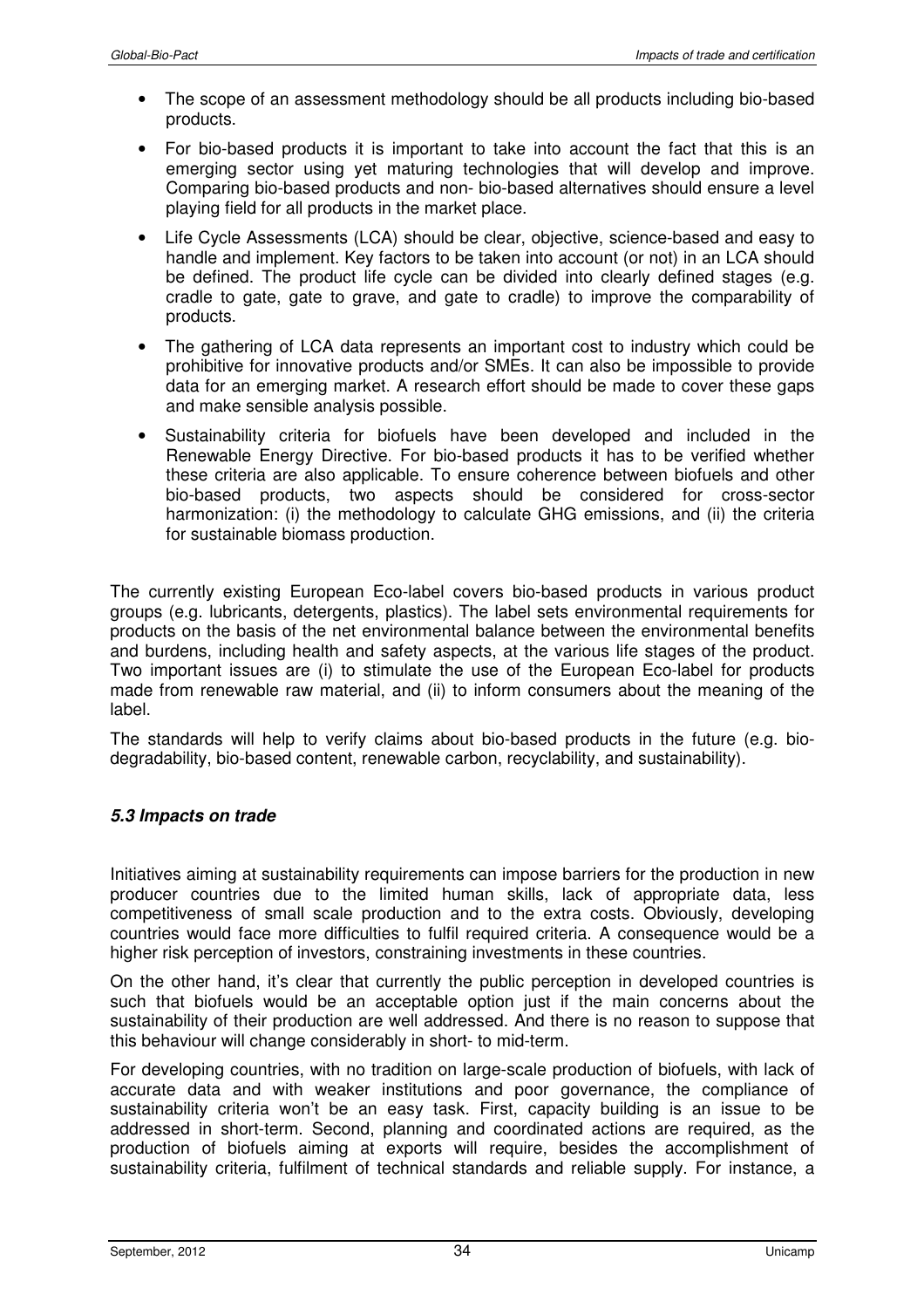- The scope of an assessment methodology should be all products including bio-based products.
- For bio-based products it is important to take into account the fact that this is an emerging sector using yet maturing technologies that will develop and improve. Comparing bio-based products and non- bio-based alternatives should ensure a level playing field for all products in the market place.
- Life Cycle Assessments (LCA) should be clear, objective, science-based and easy to handle and implement. Key factors to be taken into account (or not) in an LCA should be defined. The product life cycle can be divided into clearly defined stages (e.g. cradle to gate, gate to grave, and gate to cradle) to improve the comparability of products.
- The gathering of LCA data represents an important cost to industry which could be prohibitive for innovative products and/or SMEs. It can also be impossible to provide data for an emerging market. A research effort should be made to cover these gaps and make sensible analysis possible.
- Sustainability criteria for biofuels have been developed and included in the Renewable Energy Directive. For bio-based products it has to be verified whether these criteria are also applicable. To ensure coherence between biofuels and other bio-based products, two aspects should be considered for cross-sector harmonization: (i) the methodology to calculate GHG emissions, and (ii) the criteria for sustainable biomass production.

The currently existing European Eco-label covers bio-based products in various product groups (e.g. lubricants, detergents, plastics). The label sets environmental requirements for products on the basis of the net environmental balance between the environmental benefits and burdens, including health and safety aspects, at the various life stages of the product. Two important issues are (i) to stimulate the use of the European Eco-label for products made from renewable raw material, and (ii) to inform consumers about the meaning of the label.

The standards will help to verify claims about bio-based products in the future (e.g. biodegradability, bio-based content, renewable carbon, recyclability, and sustainability).

### *5.3 Impacts on trade*

Initiatives aiming at sustainability requirements can impose barriers for the production in new producer countries due to the limited human skills, lack of appropriate data, less competitiveness of small scale production and to the extra costs. Obviously, developing countries would face more difficulties to fulfil required criteria. A consequence would be a higher risk perception of investors, constraining investments in these countries.

On the other hand, it's clear that currently the public perception in developed countries is such that biofuels would be an acceptable option just if the main concerns about the sustainability of their production are well addressed. And there is no reason to suppose that this behaviour will change considerably in short- to mid-term.

For developing countries, with no tradition on large-scale production of biofuels, with lack of accurate data and with weaker institutions and poor governance, the compliance of sustainability criteria won't be an easy task. First, capacity building is an issue to be addressed in short-term. Second, planning and coordinated actions are required, as the production of biofuels aiming at exports will require, besides the accomplishment of sustainability criteria, fulfilment of technical standards and reliable supply. For instance, a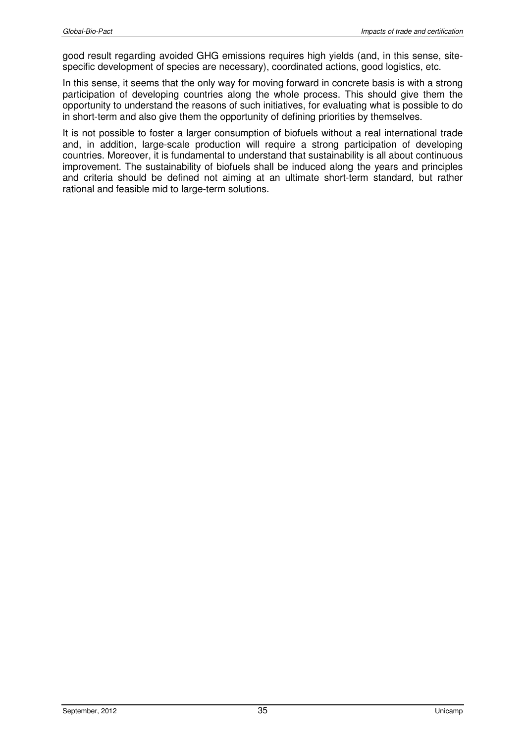good result regarding avoided GHG emissions requires high yields (and, in this sense, site-specific development of species are necessary), coordinated actions, good logistics, etc.

In this sense, it seems that the only way for moving forward in concrete basis is with a strong participation of developing countries along the whole process. This should give them the opportunity to understand the reasons of such initiatives, for evaluating what is possible to do in short-term and also give them the opportunity of defining priorities by themselves.

It is not possible to foster a larger consumption of biofuels without a real international trade and, in addition, large-scale production will require a strong participation of developing countries. Moreover, it is fundamental to understand that sustainability is all about continuous improvement. The sustainability of biofuels shall be induced along the years and principles and criteria should be defined not aiming at an ultimate short-term standard, but rather rational and feasible mid to large-term solutions.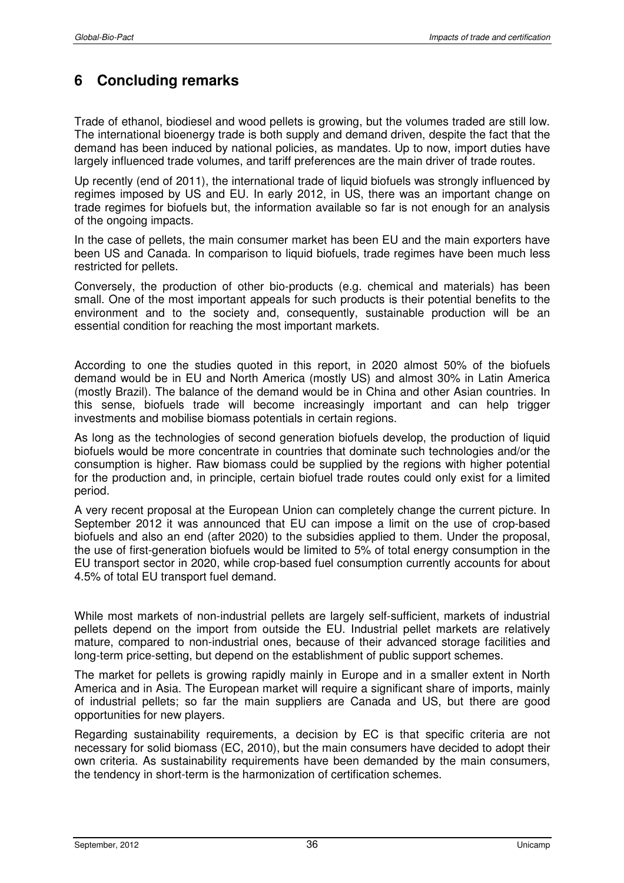# 6 Concluding remarks

Trade of ethanol, biodiesel and wood pellets is growing, but the volumes traded are still low. The international bioenergy trade is both supply and demand driven, despite the fact that the demand has been induced by national policies, as mandates. Up to now, import duties have largely influenced trade volumes, and tariff preferences are the main driver of trade routes.

Up recently (end of 2011), the international trade of liquid biofuels was strongly influenced by regimes imposed by US and EU. In early 2012, in US, there was an important change on trade regimes for biofuels but, the information available so far is not enough for an analysis of the ongoing impacts.

In the case of pellets, the main consumer market has been EU and the main exporters have been US and Canada. In comparison to liquid biofuels, trade regimes have been much less restricted for pellets.

Conversely, the production of other bio-products (e.g. chemical and materials) has been small. One of the most important appeals for such products is their potential benefits to the environment and to the society and, consequently, sustainable production will be an essential condition for reaching the most important markets.

According to one the studies quoted in this report, in 2020 almost 50% of the biofuels demand would be in EU and North America (mostly US) and almost 30% in Latin America (mostly Brazil). The balance of the demand would be in China and other Asian countries. In this sense, biofuels trade will become increasingly important and can help trigger investments and mobilise biomass potentials in certain regions.

As long as the technologies of second generation biofuels develop, the production of liquid biofuels would be more concentrate in countries that dominate such technologies and/or the consumption is higher. Raw biomass could be supplied by the regions with higher potential for the production and, in principle, certain biofuel trade routes could only exist for a limited period.

A very recent proposal at the European Union can completely change the current picture. In September 2012 it was announced that EU can impose a limit on the use of crop-based biofuels and also an end (after 2020) to the subsidies applied to them. Under the proposal, the use of first-generation biofuels would be limited to 5% of total energy consumption in the EU transport sector in 2020, while crop-based fuel consumption currently accounts for about 4.5% of total EU transport fuel demand.

While most markets of non-industrial pellets are largely self-sufficient, markets of industrial pellets depend on the import from outside the EU. Industrial pellet markets are relatively mature, compared to non-industrial ones, because of their advanced storage facilities and long-term price-setting, but depend on the establishment of public support schemes.

The market for pellets is growing rapidly mainly in Europe and in a smaller extent in North America and in Asia. The European market will require a significant share of imports, mainly of industrial pellets; so far the main suppliers are Canada and US, but there are good opportunities for new players.

Regarding sustainability requirements, a decision by EC is that specific criteria are not necessary for solid biomass (EC, 2010), but the main consumers have decided to adopt their own criteria. As sustainability requirements have been demanded by the main consumers, the tendency in short-term is the harmonization of certification schemes.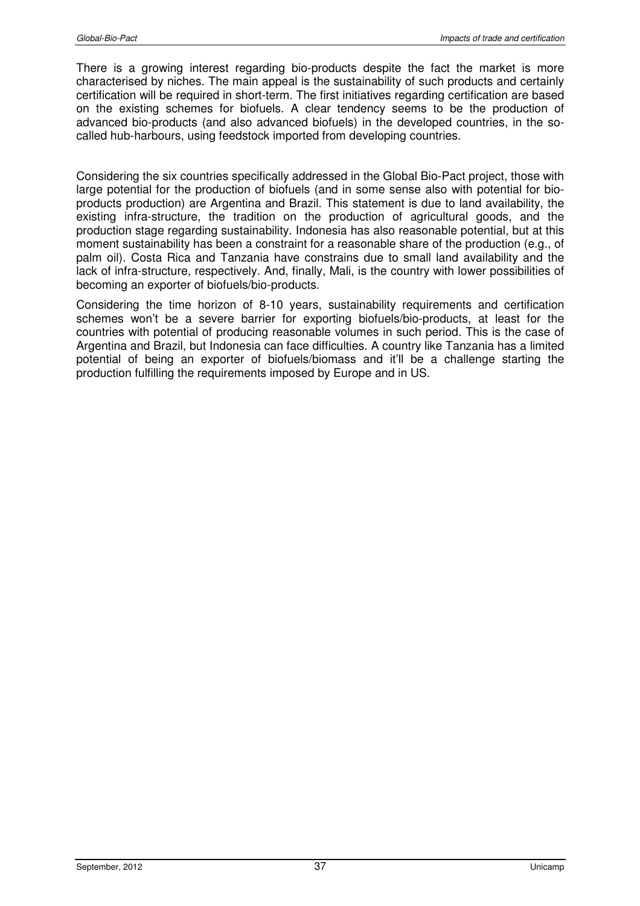There is a growing interest regarding bio-products despite the fact the market is more characterised by niches. The main appeal is the sustainability of such products and certainly certification will be required in short-term. The first initiatives regarding certification are based on the existing schemes for biofuels. A clear tendency seems to be the production of advanced bio-products (and also advanced biofuels) in the developed countries, in the so-called hub-harbours, using feedstock imported from developing countries.

Considering the six countries specifically addressed in the Global Bio-Pact project, those with large potential for the production of biofuels (and in some sense also with potential for bio-products production) are Argentina and Brazil. This statement is due to land availability, the existing infra-structure, the tradition on the production of agricultural goods, and the production stage regarding sustainability. Indonesia has also reasonable potential, but at this moment sustainability has been a constraint for a reasonable share of the production (e.g., of palm oil). Costa Rica and Tanzania have constrains due to small land availability and the lack of infra-structure, respectively. And, finally, Mali, is the country with lower possibilities of becoming an exporter of biofuels/bio-products.

Considering the time horizon of 8-10 years, sustainability requirements and certification schemes won't be a severe barrier for exporting biofuels/bio-products, at least for the countries with potential of producing reasonable volumes in such period. This is the case of Argentina and Brazil, but Indonesia can face difficulties. A country like Tanzania has a limited potential of being an exporter of biofuels/biomass and it'll be a challenge starting the production fulfilling the requirements imposed by Europe and in US.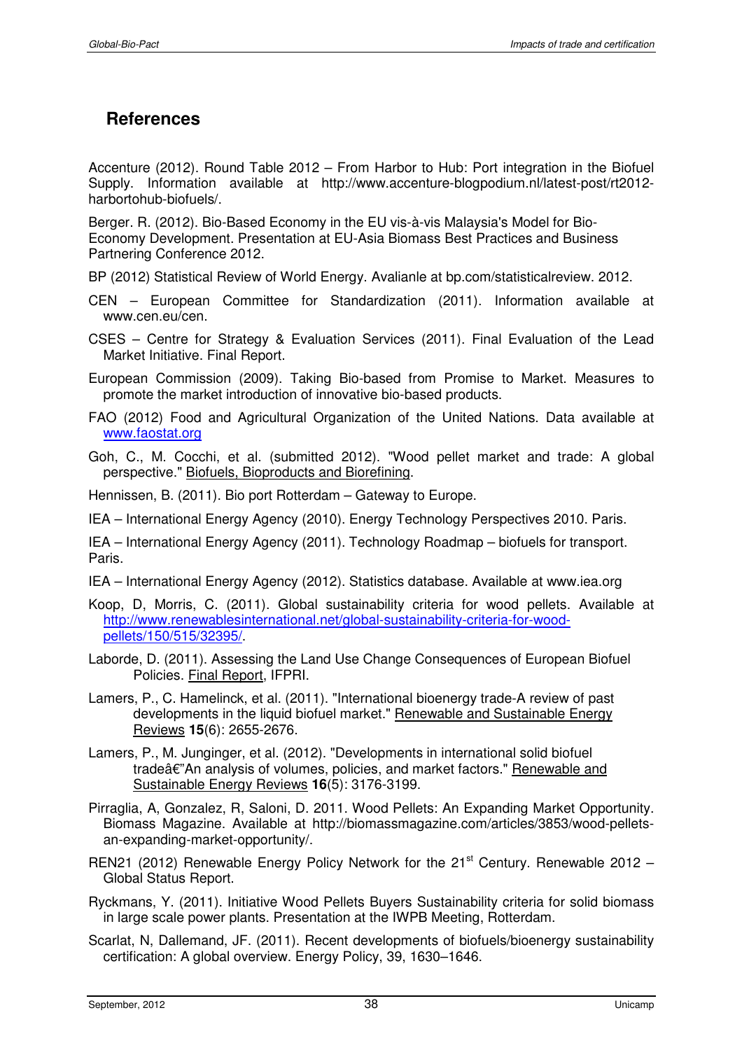# References

Accenture (2012). Round Table 2012 – From Harbor to Hub: Port integration in the Biofuel Supply. Information available at http://www.accenture-blogpodium.nl/latest-post/rt2012-harbortohub-biofuels/.

Berger. R. (2012). Bio-Based Economy in the EU vis-à-vis Malaysia's Model for Bio-Economy Development. Presentation at EU-Asia Biomass Best Practices and Business Partnering Conference 2012.

BP (2012) Statistical Review of World Energy. Avalianle at bp.com/statisticalreview. 2012.

CEN – European Committee for Standardization (2011). Information available at www.cen.eu/cen.

CSES – Centre for Strategy & Evaluation Services (2011). Final Evaluation of the Lead Market Initiative. Final Report.

European Commission (2009). Taking Bio-based from Promise to Market. Measures to promote the market introduction of innovative bio-based products.

FAO (2012) Food and Agricultural Organization of the United Nations. Data available at www.faostat.org

Goh, C., M. Cocchi, et al. (submitted 2012). "Wood pellet market and trade: A global perspective." Biofuels, Bioproducts and Biorefining.

Hennissen, B. (2011). Bio port Rotterdam – Gateway to Europe.

IEA – International Energy Agency (2010). Energy Technology Perspectives 2010. Paris.

IEA – International Energy Agency (2011). Technology Roadmap – biofuels for transport. Paris.

IEA – International Energy Agency (2012). Statistics database. Available at www.iea.org

Koop, D, Morris, C. (2011). Global sustainability criteria for wood pellets. Available at http://www.renewablesinternational.net/global-sustainability-criteria-for-wood-pellets/150/515/32395/.

Laborde, D. (2011). Assessing the Land Use Change Consequences of European Biofuel Policies. Final Report, IFPRI.

Lamers, P., C. Hamelinck, et al. (2011). "International bioenergy trade-A review of past developments in the liquid biofuel market." Renewable and Sustainable Energy Reviews **15**(6): 2655-2676.

Lamers, P., M. Junginger, et al. (2012). "Developments in international solid biofuel tradeâ€"An analysis of volumes, policies, and market factors." Renewable and Sustainable Energy Reviews **16**(5): 3176-3199.

Pirraglia, A, Gonzalez, R, Saloni, D. 2011. Wood Pellets: An Expanding Market Opportunity. Biomass Magazine. Available at http://biomassmagazine.com/articles/3853/wood-pellets-an-expanding-market-opportunity/.

REN21 (2012) Renewable Energy Policy Network for the 21st Century. Renewable 2012 – Global Status Report.

Ryckmans, Y. (2011). Initiative Wood Pellets Buyers Sustainability criteria for solid biomass in large scale power plants. Presentation at the IWPB Meeting, Rotterdam.

Scarlat, N, Dallemand, JF. (2011). Recent developments of biofuels/bioenergy sustainability certification: A global overview. Energy Policy, 39, 1630–1646.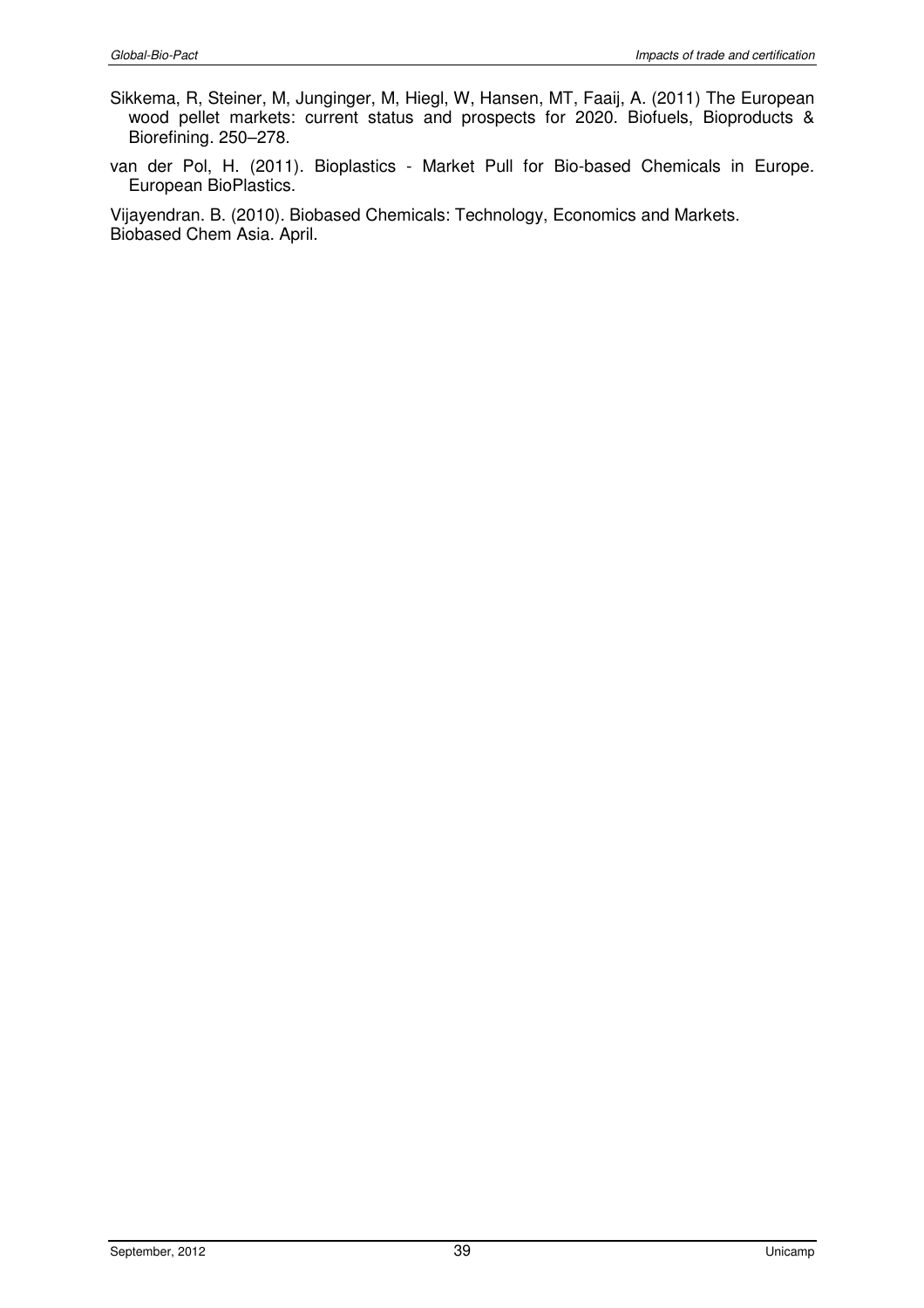Sikkema, R, Steiner, M, Junginger, M, Hiegl, W, Hansen, MT, Faaij, A. (2011) The European wood pellet markets: current status and prospects for 2020. Biofuels, Bioproducts & Biorefining. 250–278.

van der Pol, H. (2011). Bioplastics - Market Pull for Bio-based Chemicals in Europe. European BioPlastics.

Vijayendran. B. (2010). Biobased Chemicals: Technology, Economics and Markets.
Biobased Chem Asia. April.